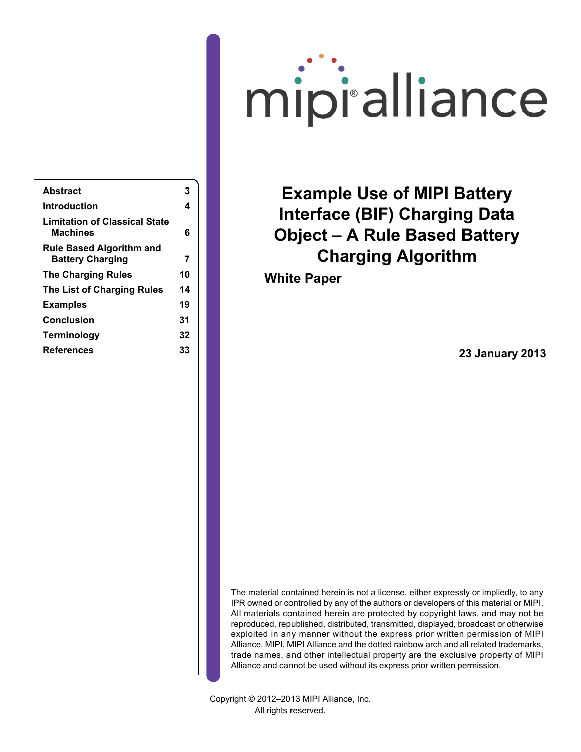mipi® alliance

# Example Use of MIPI Battery Interface (BIF) Charging Data Object – A Rule Based Battery Charging Algorithm

**White Paper**

**23 January 2013**

| | |
|---|---|
| **Abstract** | **3** |
| **Introduction** | **4** |
| **Limitation of Classical State Machines** | **6** |
| **Rule Based Algorithm and Battery Charging** | **7** |
| **The Charging Rules** | **10** |
| **The List of Charging Rules** | **14** |
| **Examples** | **19** |
| **Conclusion** | **31** |
| **Terminology** | **32** |
| **References** | **33** |

The material contained herein is not a license, either expressly or impliedly, to any IPR owned or controlled by any of the authors or developers of this material or MIPI. All materials contained herein are protected by copyright laws, and may not be reproduced, republished, distributed, transmitted, displayed, broadcast or otherwise exploited in any manner without the express prior written permission of MIPI Alliance. MIPI, MIPI Alliance and the dotted rainbow arch and all related trademarks, trade names, and other intellectual property are the exclusive property of MIPI Alliance and cannot be used without its express prior written permission.

Copyright © 2012–2013 MIPI Alliance, Inc.
All rights reserved.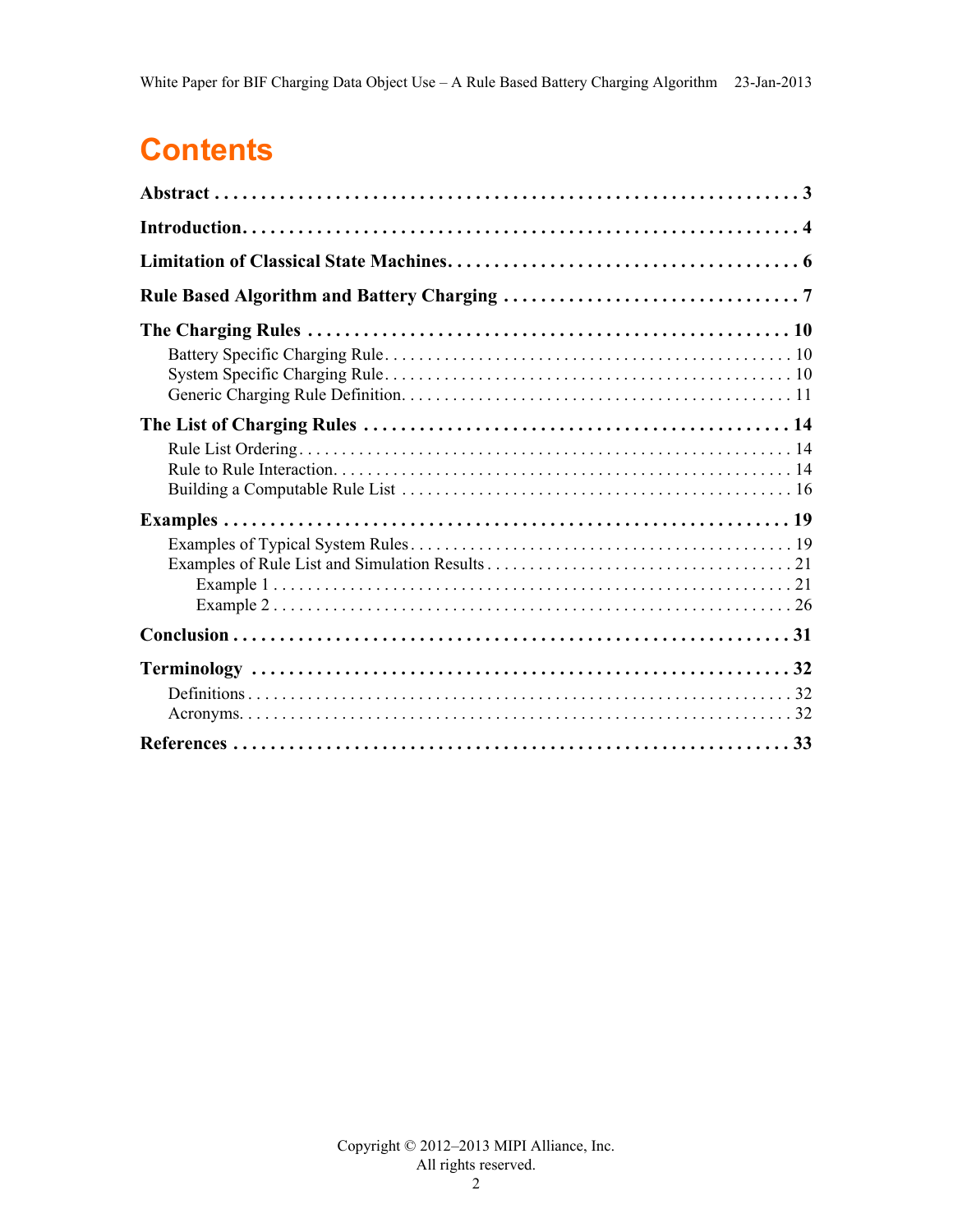# Contents

**Abstract** . . . . . . . . . . 3

**Introduction** . . . . . . . . . . 4

**Limitation of Classical State Machines** . . . . . . . . . . 6

**Rule Based Algorithm and Battery Charging** . . . . . . . . . . 7

**The Charging Rules** . . . . . . . . . . 10

- Battery Specific Charging Rule . . . . . . . . . . 10
- System Specific Charging Rule . . . . . . . . . . 10
- Generic Charging Rule Definition . . . . . . . . . . 11

**The List of Charging Rules** . . . . . . . . . . 14

- Rule List Ordering . . . . . . . . . . 14
- Rule to Rule Interaction . . . . . . . . . . 14
- Building a Computable Rule List . . . . . . . . . . 16

**Examples** . . . . . . . . . . 19

- Examples of Typical System Rules . . . . . . . . . . 19
- Examples of Rule List and Simulation Results . . . . . . . . . . 21
  - Example 1 . . . . . . . . . . 21
  - Example 2 . . . . . . . . . . 26

**Conclusion** . . . . . . . . . . 31

**Terminology** . . . . . . . . . . 32

- Definitions . . . . . . . . . . 32
- Acronyms . . . . . . . . . . 32

**References** . . . . . . . . . . 33

Copyright © 2012–2013 MIPI Alliance, Inc.
All rights reserved.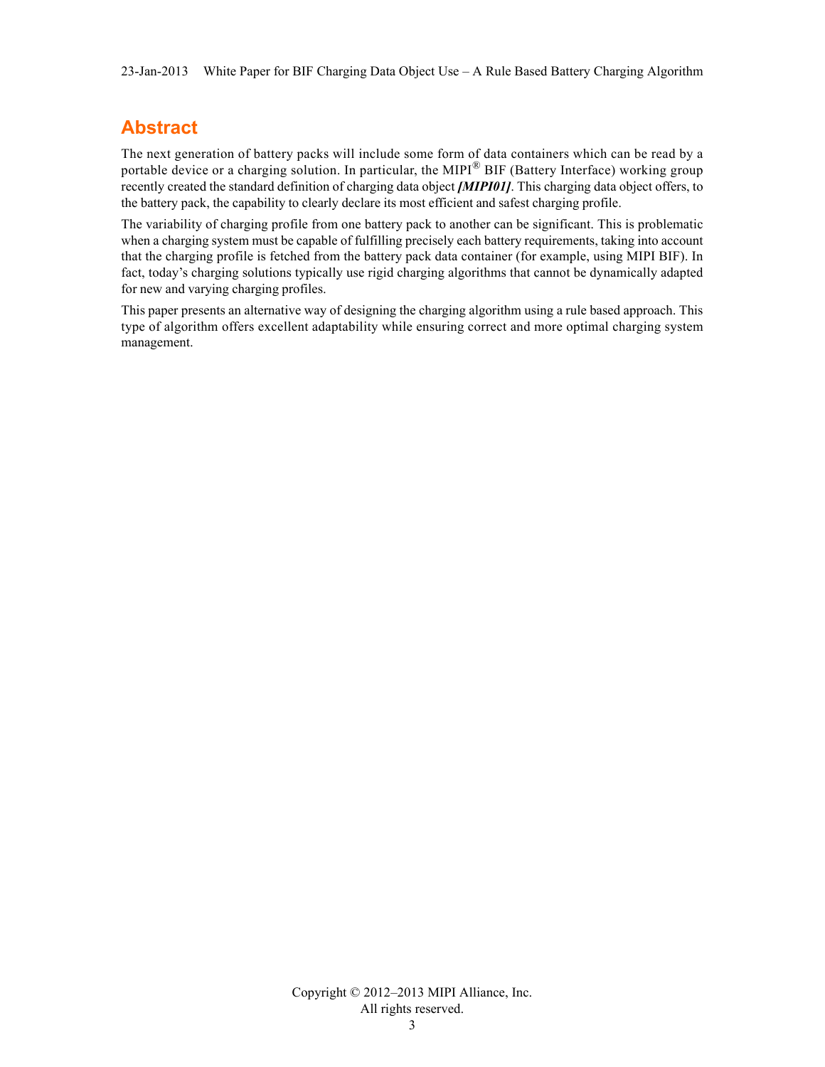# Abstract

The next generation of battery packs will include some form of data containers which can be read by a portable device or a charging solution. In particular, the MIPI® BIF (Battery Interface) working group recently created the standard definition of charging data object ***[MIPI01]***. This charging data object offers, to the battery pack, the capability to clearly declare its most efficient and safest charging profile.

The variability of charging profile from one battery pack to another can be significant. This is problematic when a charging system must be capable of fulfilling precisely each battery requirements, taking into account that the charging profile is fetched from the battery pack data container (for example, using MIPI BIF). In fact, today's charging solutions typically use rigid charging algorithms that cannot be dynamically adapted for new and varying charging profiles.

This paper presents an alternative way of designing the charging algorithm using a rule based approach. This type of algorithm offers excellent adaptability while ensuring correct and more optimal charging system management.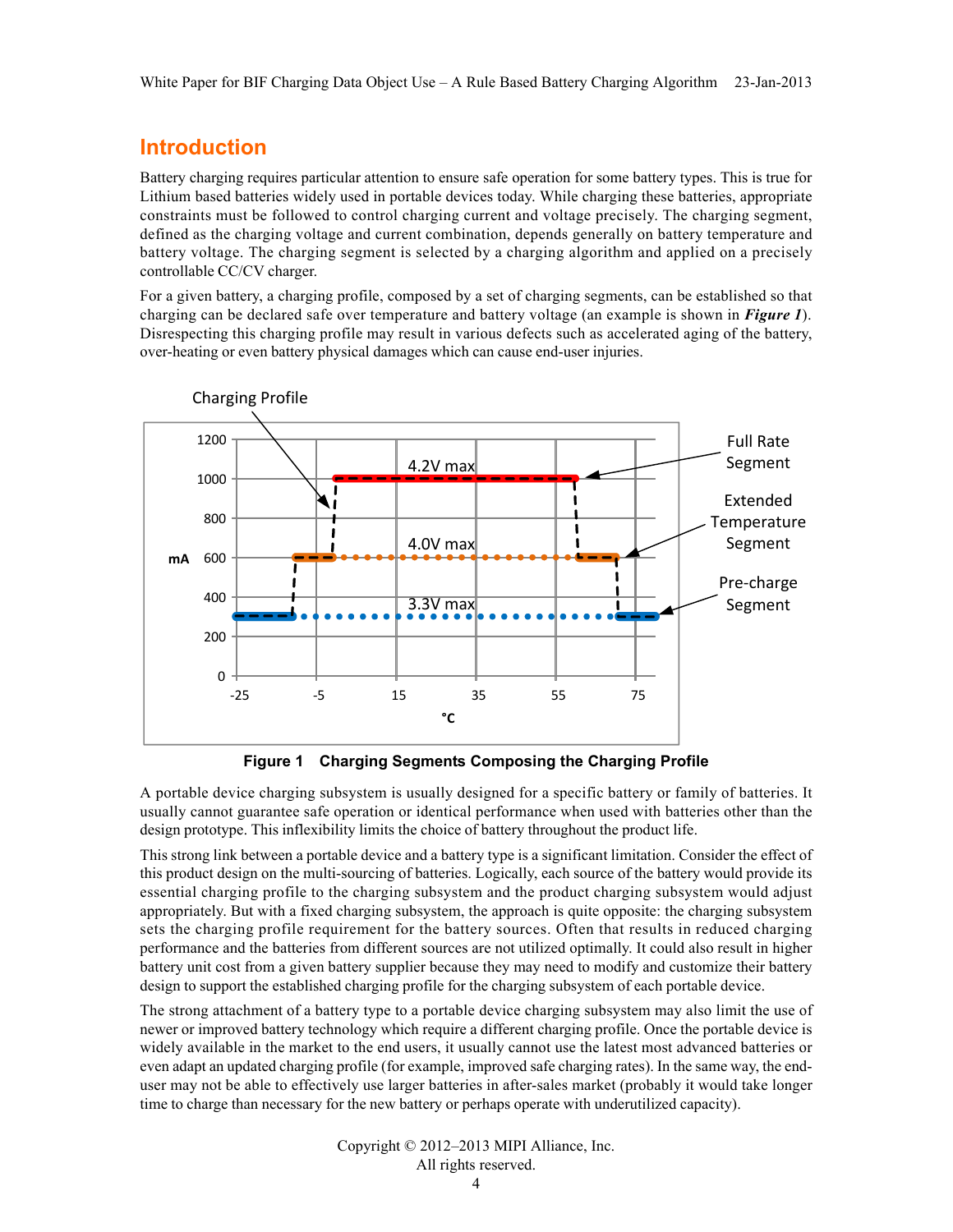## Introduction

Battery charging requires particular attention to ensure safe operation for some battery types. This is true for Lithium based batteries widely used in portable devices today. While charging these batteries, appropriate constraints must be followed to control charging current and voltage precisely. The charging segment, defined as the charging voltage and current combination, depends generally on battery temperature and battery voltage. The charging segment is selected by a charging algorithm and applied on a precisely controllable CC/CV charger.

For a given battery, a charging profile, composed by a set of charging segments, can be established so that charging can be declared safe over temperature and battery voltage (an example is shown in ***Figure 1***). Disrespecting this charging profile may result in various defects such as accelerated aging of the battery, over-heating or even battery physical damages which can cause end-user injuries.

**Figure 1 Charging Segments Composing the Charging Profile**

A portable device charging subsystem is usually designed for a specific battery or family of batteries. It usually cannot guarantee safe operation or identical performance when used with batteries other than the design prototype. This inflexibility limits the choice of battery throughout the product life.

This strong link between a portable device and a battery type is a significant limitation. Consider the effect of this product design on the multi-sourcing of batteries. Logically, each source of the battery would provide its essential charging profile to the charging subsystem and the product charging subsystem would adjust appropriately. But with a fixed charging subsystem, the approach is quite opposite: the charging subsystem sets the charging profile requirement for the battery sources. Often that results in reduced charging performance and the batteries from different sources are not utilized optimally. It could also result in higher battery unit cost from a given battery supplier because they may need to modify and customize their battery design to support the established charging profile for the charging subsystem of each portable device.

The strong attachment of a battery type to a portable device charging subsystem may also limit the use of newer or improved battery technology which require a different charging profile. Once the portable device is widely available in the market to the end users, it usually cannot use the latest most advanced batteries or even adapt an updated charging profile (for example, improved safe charging rates). In the same way, the end-user may not be able to effectively use larger batteries in after-sales market (probably it would take longer time to charge than necessary for the new battery or perhaps operate with underutilized capacity).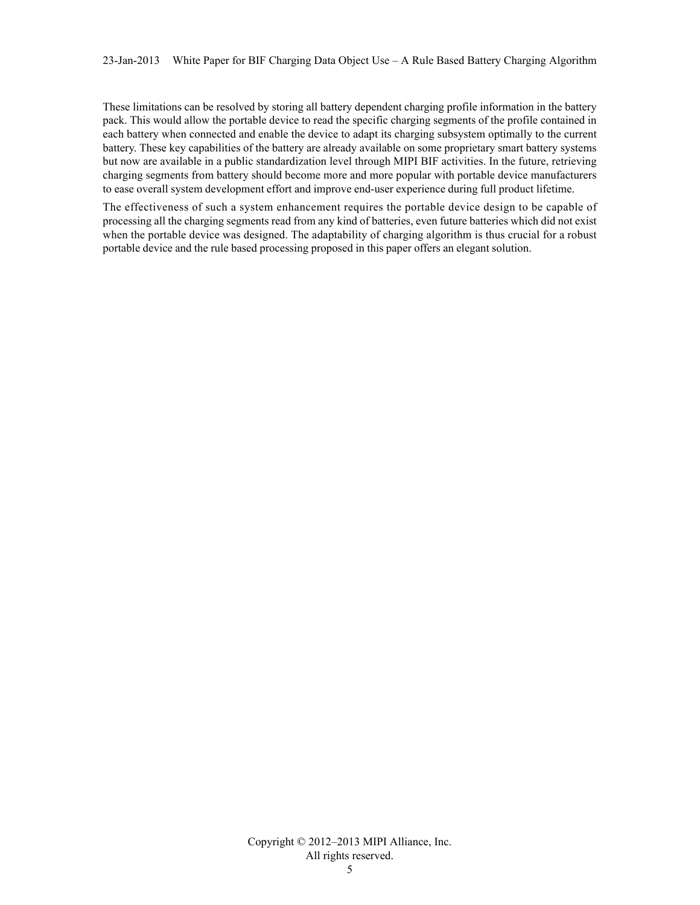These limitations can be resolved by storing all battery dependent charging profile information in the battery pack. This would allow the portable device to read the specific charging segments of the profile contained in each battery when connected and enable the device to adapt its charging subsystem optimally to the current battery. These key capabilities of the battery are already available on some proprietary smart battery systems but now are available in a public standardization level through MIPI BIF activities. In the future, retrieving charging segments from battery should become more and more popular with portable device manufacturers to ease overall system development effort and improve end-user experience during full product lifetime.

The effectiveness of such a system enhancement requires the portable device design to be capable of processing all the charging segments read from any kind of batteries, even future batteries which did not exist when the portable device was designed. The adaptability of charging algorithm is thus crucial for a robust portable device and the rule based processing proposed in this paper offers an elegant solution.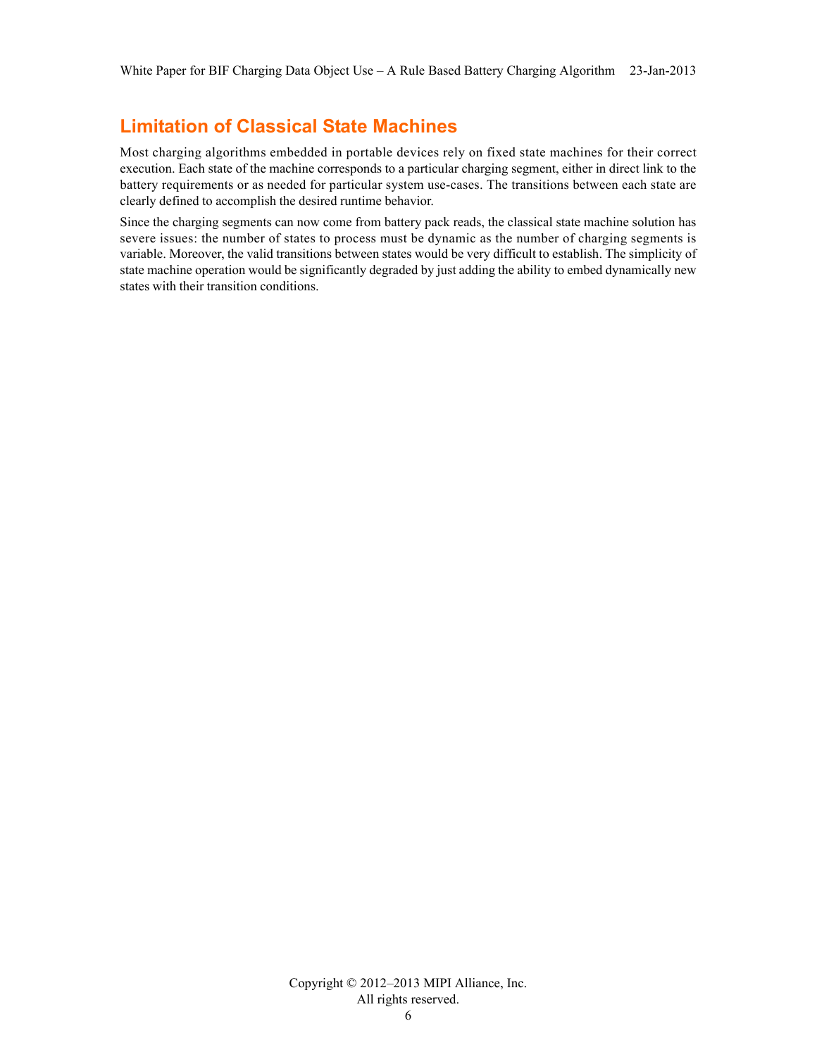## Limitation of Classical State Machines

Most charging algorithms embedded in portable devices rely on fixed state machines for their correct execution. Each state of the machine corresponds to a particular charging segment, either in direct link to the battery requirements or as needed for particular system use-cases. The transitions between each state are clearly defined to accomplish the desired runtime behavior.

Since the charging segments can now come from battery pack reads, the classical state machine solution has severe issues: the number of states to process must be dynamic as the number of charging segments is variable. Moreover, the valid transitions between states would be very difficult to establish. The simplicity of state machine operation would be significantly degraded by just adding the ability to embed dynamically new states with their transition conditions.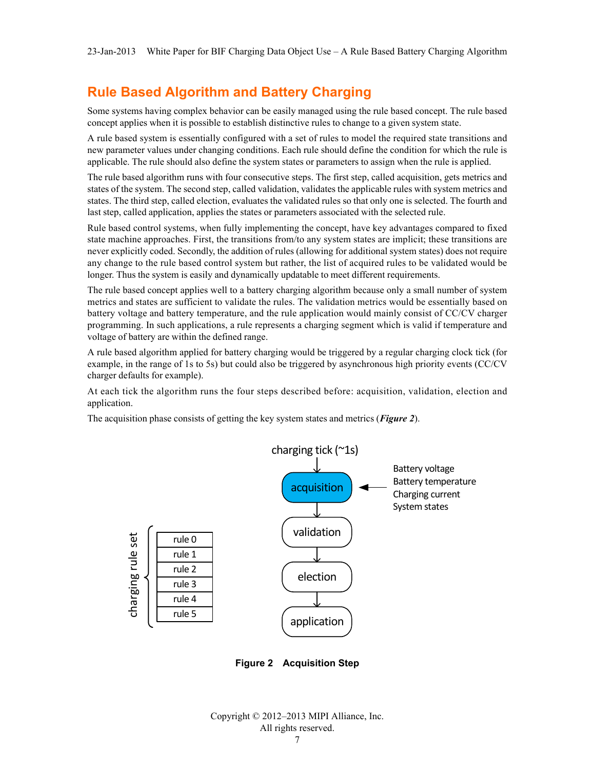## Rule Based Algorithm and Battery Charging

Some systems having complex behavior can be easily managed using the rule based concept. The rule based concept applies when it is possible to establish distinctive rules to change to a given system state.

A rule based system is essentially configured with a set of rules to model the required state transitions and new parameter values under changing conditions. Each rule should define the condition for which the rule is applicable. The rule should also define the system states or parameters to assign when the rule is applied.

The rule based algorithm runs with four consecutive steps. The first step, called acquisition, gets metrics and states of the system. The second step, called validation, validates the applicable rules with system metrics and states. The third step, called election, evaluates the validated rules so that only one is selected. The fourth and last step, called application, applies the states or parameters associated with the selected rule.

Rule based control systems, when fully implementing the concept, have key advantages compared to fixed state machine approaches. First, the transitions from/to any system states are implicit; these transitions are never explicitly coded. Secondly, the addition of rules (allowing for additional system states) does not require any change to the rule based control system but rather, the list of acquired rules to be validated would be longer. Thus the system is easily and dynamically updatable to meet different requirements.

The rule based concept applies well to a battery charging algorithm because only a small number of system metrics and states are sufficient to validate the rules. The validation metrics would be essentially based on battery voltage and battery temperature, and the rule application would mainly consist of CC/CV charger programming. In such applications, a rule represents a charging segment which is valid if temperature and voltage of battery are within the defined range.

A rule based algorithm applied for battery charging would be triggered by a regular charging clock tick (for example, in the range of 1s to 5s) but could also be triggered by asynchronous high priority events (CC/CV charger defaults for example).

At each tick the algorithm runs the four steps described before: acquisition, validation, election and application.

The acquisition phase consists of getting the key system states and metrics (***Figure 2***).

charging tick (~1s)

acquisition ← Battery voltage, Battery temperature, Charging current, System states

validation

election

application

charging rule set: rule 0, rule 1, rule 2, rule 3, rule 4, rule 5

**Figure 2 Acquisition Step**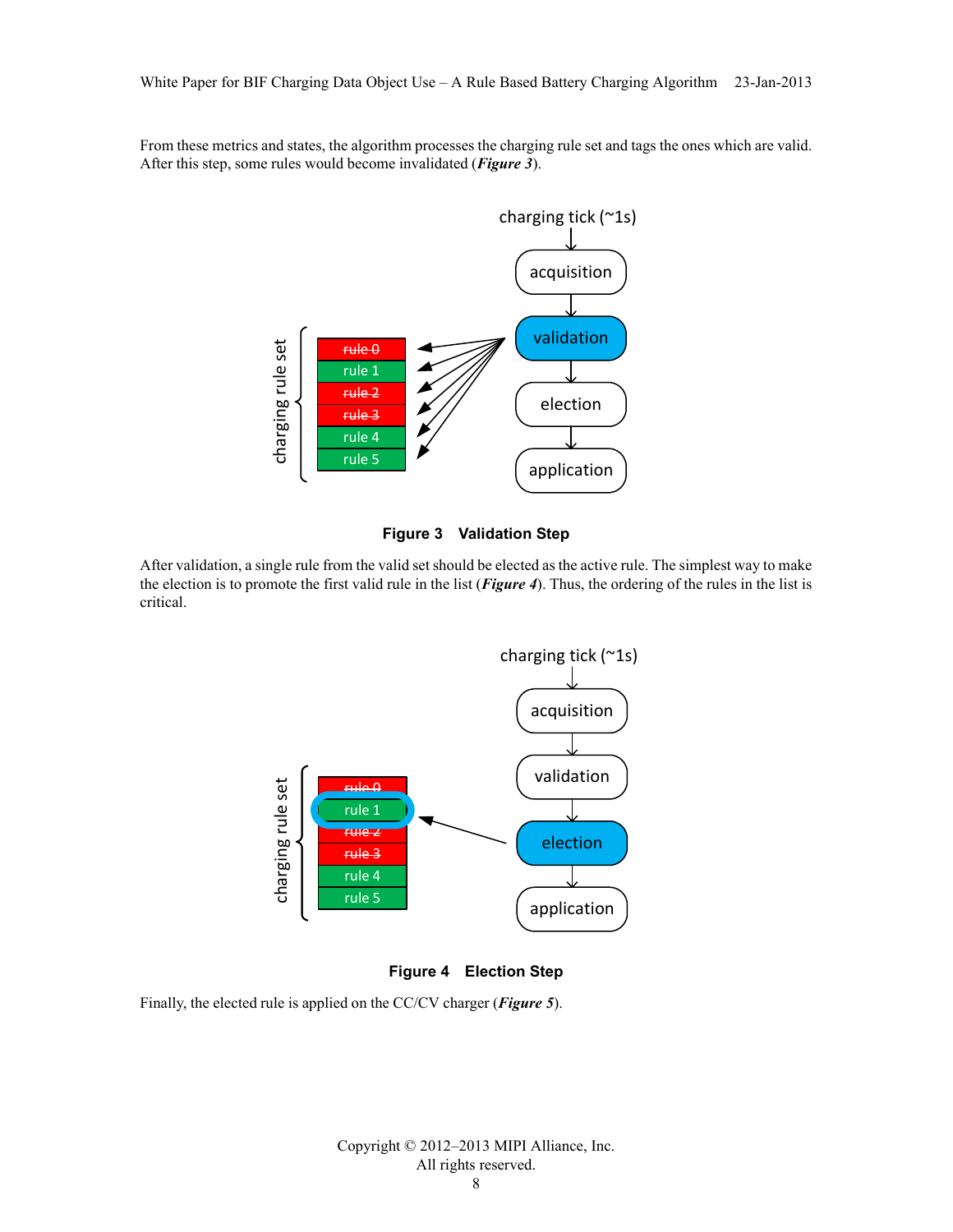From these metrics and states, the algorithm processes the charging rule set and tags the ones which are valid. After this step, some rules would become invalidated (***Figure 3***).

**Figure 3 Validation Step**

After validation, a single rule from the valid set should be elected as the active rule. The simplest way to make the election is to promote the first valid rule in the list (***Figure 4***). Thus, the ordering of the rules in the list is critical.

**Figure 4 Election Step**

Finally, the elected rule is applied on the CC/CV charger (***Figure 5***).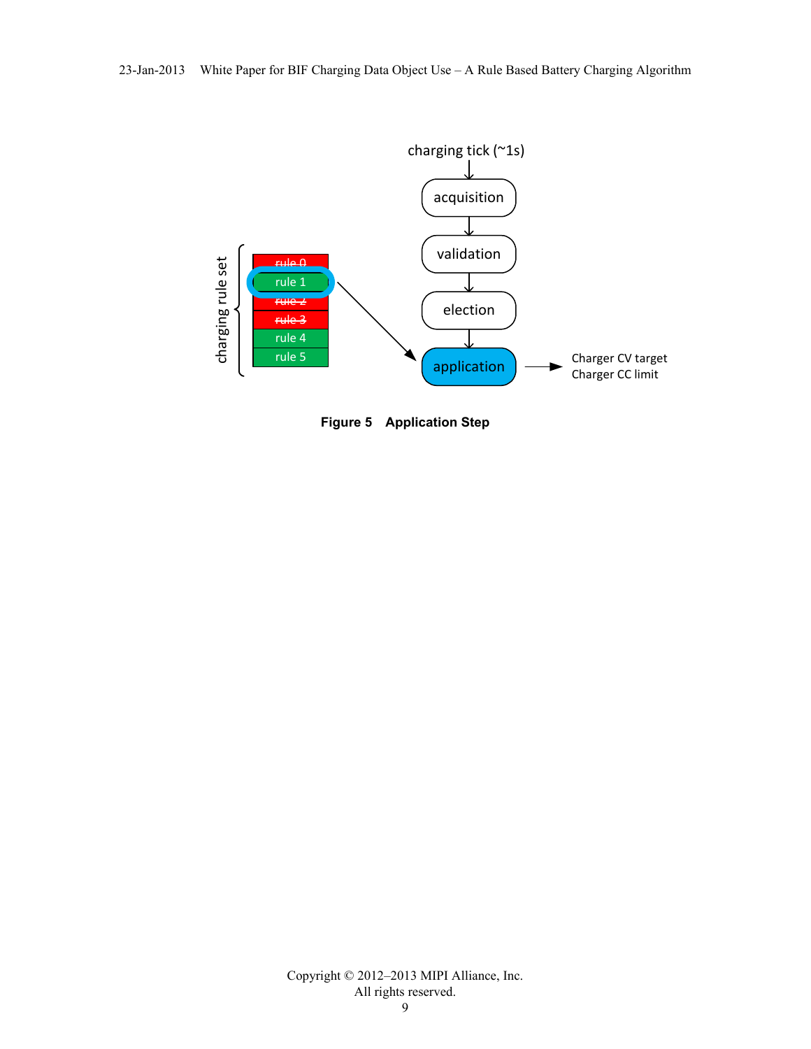**Figure 5 Application Step**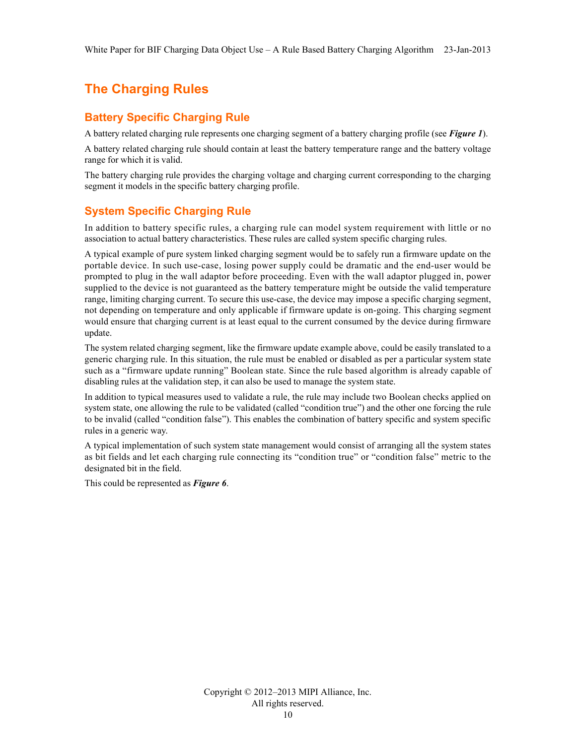# The Charging Rules

## Battery Specific Charging Rule

A battery related charging rule represents one charging segment of a battery charging profile (see ***Figure 1***).

A battery related charging rule should contain at least the battery temperature range and the battery voltage range for which it is valid.

The battery charging rule provides the charging voltage and charging current corresponding to the charging segment it models in the specific battery charging profile.

## System Specific Charging Rule

In addition to battery specific rules, a charging rule can model system requirement with little or no association to actual battery characteristics. These rules are called system specific charging rules.

A typical example of pure system linked charging segment would be to safely run a firmware update on the portable device. In such use-case, losing power supply could be dramatic and the end-user would be prompted to plug in the wall adaptor before proceeding. Even with the wall adaptor plugged in, power supplied to the device is not guaranteed as the battery temperature might be outside the valid temperature range, limiting charging current. To secure this use-case, the device may impose a specific charging segment, not depending on temperature and only applicable if firmware update is on-going. This charging segment would ensure that charging current is at least equal to the current consumed by the device during firmware update.

The system related charging segment, like the firmware update example above, could be easily translated to a generic charging rule. In this situation, the rule must be enabled or disabled as per a particular system state such as a "firmware update running" Boolean state. Since the rule based algorithm is already capable of disabling rules at the validation step, it can also be used to manage the system state.

In addition to typical measures used to validate a rule, the rule may include two Boolean checks applied on system state, one allowing the rule to be validated (called "condition true") and the other one forcing the rule to be invalid (called "condition false"). This enables the combination of battery specific and system specific rules in a generic way.

A typical implementation of such system state management would consist of arranging all the system states as bit fields and let each charging rule connecting its "condition true" or "condition false" metric to the designated bit in the field.

This could be represented as ***Figure 6***.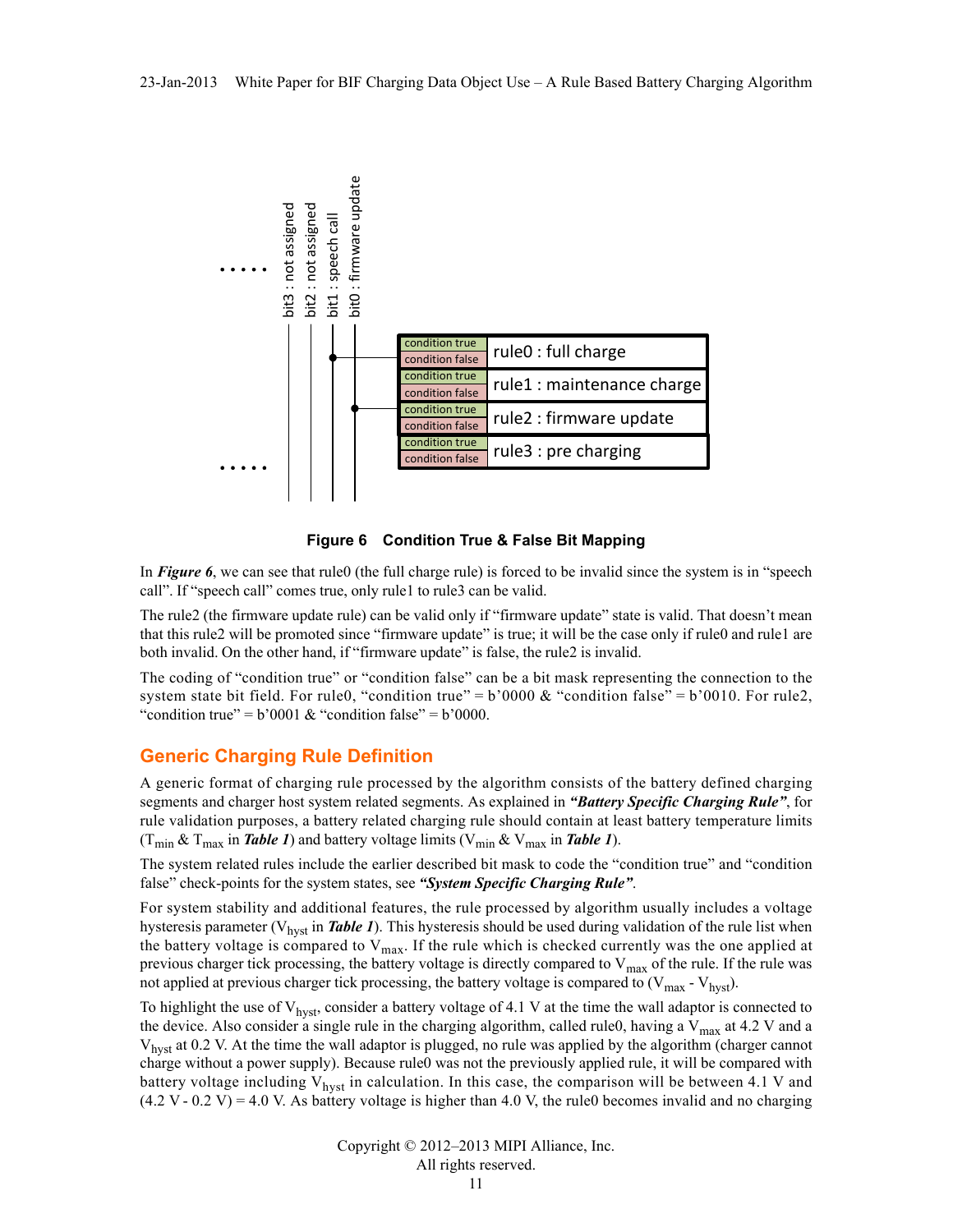**Figure 6 Condition True & False Bit Mapping**

In ***Figure 6***, we can see that rule0 (the full charge rule) is forced to be invalid since the system is in "speech call". If "speech call" comes true, only rule1 to rule3 can be valid.

The rule2 (the firmware update rule) can be valid only if "firmware update" state is valid. That doesn't mean that this rule2 will be promoted since "firmware update" is true; it will be the case only if rule0 and rule1 are both invalid. On the other hand, if "firmware update" is false, the rule2 is invalid.

The coding of "condition true" or "condition false" can be a bit mask representing the connection to the system state bit field. For rule0, "condition true" = b'0000 & "condition false" = b'0010. For rule2, "condition true" = b'0001 & "condition false" = b'0000.

## Generic Charging Rule Definition

A generic format of charging rule processed by the algorithm consists of the battery defined charging segments and charger host system related segments. As explained in ***"Battery Specific Charging Rule"***, for rule validation purposes, a battery related charging rule should contain at least battery temperature limits ($T_{min}$ & $T_{max}$ in ***Table 1***) and battery voltage limits ($V_{min}$ & $V_{max}$ in ***Table 1***).

The system related rules include the earlier described bit mask to code the "condition true" and "condition false" check-points for the system states, see ***"System Specific Charging Rule"***.

For system stability and additional features, the rule processed by algorithm usually includes a voltage hysteresis parameter ($V_{hyst}$ in ***Table 1***). This hysteresis should be used during validation of the rule list when the battery voltage is compared to $V_{max}$. If the rule which is checked currently was the one applied at previous charger tick processing, the battery voltage is directly compared to $V_{max}$ of the rule. If the rule was not applied at previous charger tick processing, the battery voltage is compared to ($V_{max}$ - $V_{hyst}$).

To highlight the use of $V_{hyst}$, consider a battery voltage of 4.1 V at the time the wall adaptor is connected to the device. Also consider a single rule in the charging algorithm, called rule0, having a $V_{max}$ at 4.2 V and a $V_{hyst}$ at 0.2 V. At the time the wall adaptor is plugged, no rule was applied by the algorithm (charger cannot charge without a power supply). Because rule0 was not the previously applied rule, it will be compared with battery voltage including $V_{hyst}$ in calculation. In this case, the comparison will be between 4.1 V and (4.2 V - 0.2 V) = 4.0 V. As battery voltage is higher than 4.0 V, the rule0 becomes invalid and no charging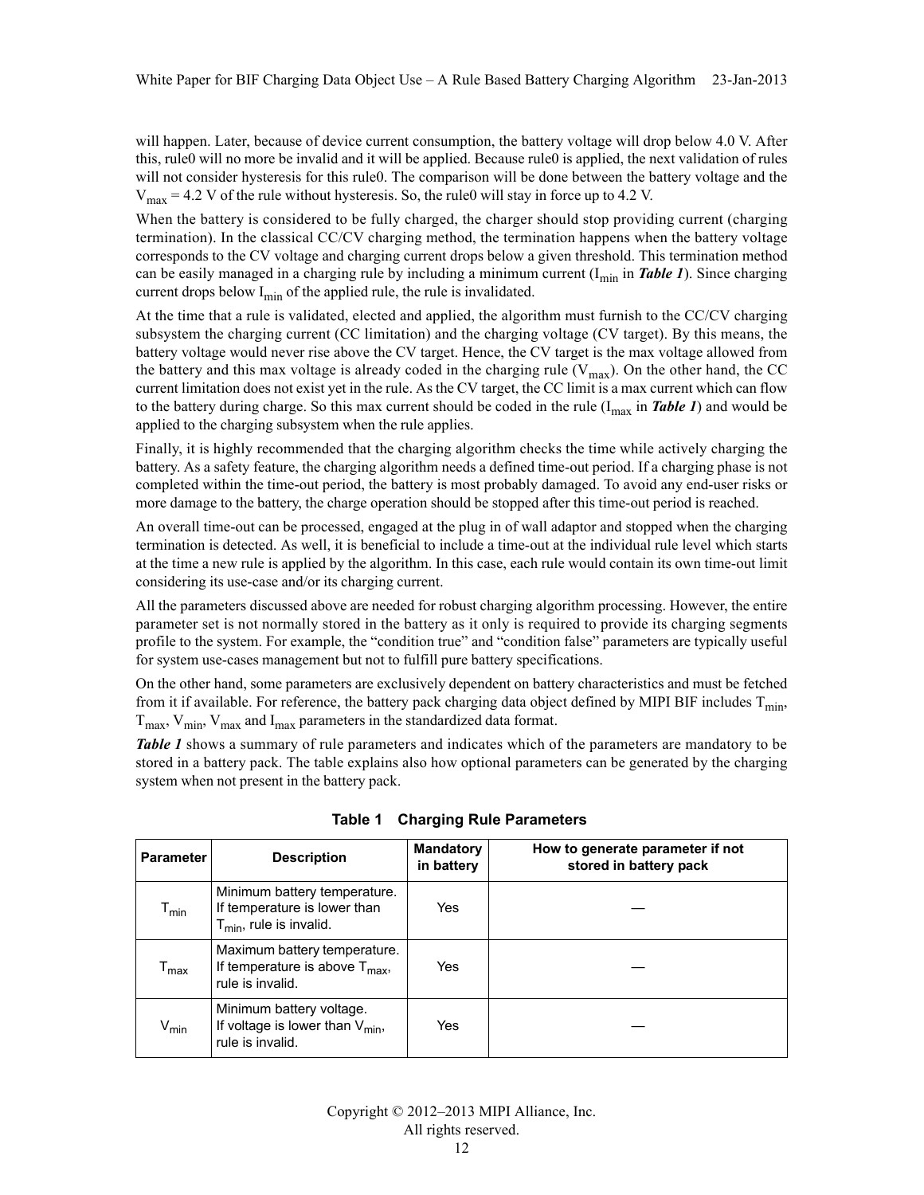will happen. Later, because of device current consumption, the battery voltage will drop below 4.0 V. After this, rule0 will no more be invalid and it will be applied. Because rule0 is applied, the next validation of rules will not consider hysteresis for this rule0. The comparison will be done between the battery voltage and the $V_{max}$ = 4.2 V of the rule without hysteresis. So, the rule0 will stay in force up to 4.2 V.

When the battery is considered to be fully charged, the charger should stop providing current (charging termination). In the classical CC/CV charging method, the termination happens when the battery voltage corresponds to the CV voltage and charging current drops below a given threshold. This termination method can be easily managed in a charging rule by including a minimum current ($I_{min}$ in ***Table 1***). Since charging current drops below $I_{min}$ of the applied rule, the rule is invalidated.

At the time that a rule is validated, elected and applied, the algorithm must furnish to the CC/CV charging subsystem the charging current (CC limitation) and the charging voltage (CV target). By this means, the battery voltage would never rise above the CV target. Hence, the CV target is the max voltage allowed from the battery and this max voltage is already coded in the charging rule ($V_{max}$). On the other hand, the CC current limitation does not exist yet in the rule. As the CV target, the CC limit is a max current which can flow to the battery during charge. So this max current should be coded in the rule ($I_{max}$ in ***Table 1***) and would be applied to the charging subsystem when the rule applies.

Finally, it is highly recommended that the charging algorithm checks the time while actively charging the battery. As a safety feature, the charging algorithm needs a defined time-out period. If a charging phase is not completed within the time-out period, the battery is most probably damaged. To avoid any end-user risks or more damage to the battery, the charge operation should be stopped after this time-out period is reached.

An overall time-out can be processed, engaged at the plug in of wall adaptor and stopped when the charging termination is detected. As well, it is beneficial to include a time-out at the individual rule level which starts at the time a new rule is applied by the algorithm. In this case, each rule would contain its own time-out limit considering its use-case and/or its charging current.

All the parameters discussed above are needed for robust charging algorithm processing. However, the entire parameter set is not normally stored in the battery as it only is required to provide its charging segments profile to the system. For example, the "condition true" and "condition false" parameters are typically useful for system use-cases management but not to fulfill pure battery specifications.

On the other hand, some parameters are exclusively dependent on battery characteristics and must be fetched from it if available. For reference, the battery pack charging data object defined by MIPI BIF includes $T_{min}$, $T_{max}$, $V_{min}$, $V_{max}$ and $I_{max}$ parameters in the standardized data format.

***Table 1*** shows a summary of rule parameters and indicates which of the parameters are mandatory to be stored in a battery pack. The table explains also how optional parameters can be generated by the charging system when not present in the battery pack.

**Table 1 Charging Rule Parameters**

| Parameter | Description | Mandatory in battery | How to generate parameter if not stored in battery pack |
|---|---|---|---|
| $T_{min}$ | Minimum battery temperature. If temperature is lower than $T_{min}$, rule is invalid. | Yes | — |
| $T_{max}$ | Maximum battery temperature. If temperature is above $T_{max}$, rule is invalid. | Yes | — |
| $V_{min}$ | Minimum battery voltage. If voltage is lower than $V_{min}$, rule is invalid. | Yes | — |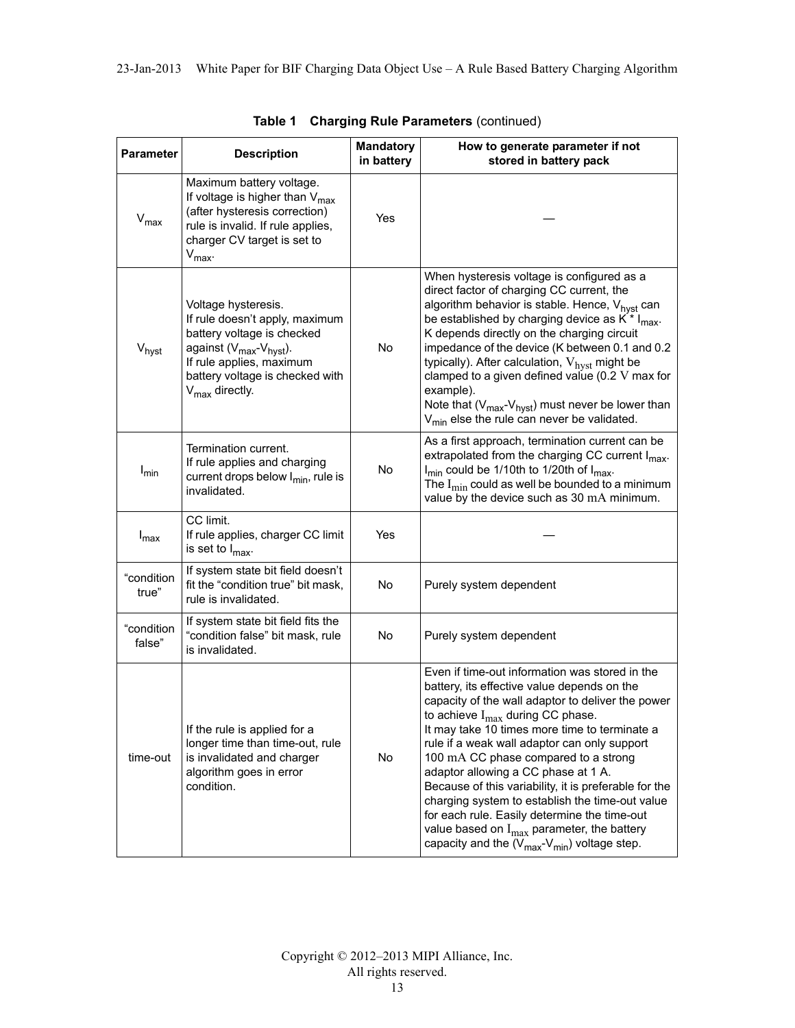**Table 1 Charging Rule Parameters** (continued)

| Parameter | Description | Mandatory in battery | How to generate parameter if not stored in battery pack |
|---|---|---|---|
| $V_{max}$ | Maximum battery voltage.<br>If voltage is higher than $V_{max}$ (after hysteresis correction) rule is invalid. If rule applies, charger CV target is set to $V_{max}$. | Yes | — |
| $V_{hyst}$ | Voltage hysteresis.<br>If rule doesn't apply, maximum battery voltage is checked against ($V_{max}$-$V_{hyst}$).<br>If rule applies, maximum battery voltage is checked with $V_{max}$ directly. | No | When hysteresis voltage is configured as a direct factor of charging CC current, the algorithm behavior is stable. Hence, $V_{hyst}$ can be established by charging device as K * $I_{max}$. K depends directly on the charging circuit impedance of the device (K between 0.1 and 0.2 typically). After calculation, $V_{hyst}$ might be clamped to a given defined value (0.2 V max for example).<br>Note that ($V_{max}$-$V_{hyst}$) must never be lower than $V_{min}$ else the rule can never be validated. |
| $I_{min}$ | Termination current.<br>If rule applies and charging current drops below $I_{min}$, rule is invalidated. | No | As a first approach, termination current can be extrapolated from the charging CC current $I_{max}$. $I_{min}$ could be 1/10th to 1/20th of $I_{max}$.<br>The $I_{min}$ could as well be bounded to a minimum value by the device such as 30 mA minimum. |
| $I_{max}$ | CC limit.<br>If rule applies, charger CC limit is set to $I_{max}$. | Yes | — |
| "condition true" | If system state bit field doesn't fit the "condition true" bit mask, rule is invalidated. | No | Purely system dependent |
| "condition false" | If system state bit field fits the "condition false" bit mask, rule is invalidated. | No | Purely system dependent |
| time-out | If the rule is applied for a longer time than time-out, rule is invalidated and charger algorithm goes in error condition. | No | Even if time-out information was stored in the battery, its effective value depends on the capacity of the wall adaptor to deliver the power to achieve $I_{max}$ during CC phase.<br>It may take 10 times more time to terminate a rule if a weak wall adaptor can only support 100 mA CC phase compared to a strong adaptor allowing a CC phase at 1 A.<br>Because of this variability, it is preferable for the charging system to establish the time-out value for each rule. Easily determine the time-out value based on $I_{max}$ parameter, the battery capacity and the ($V_{max}$-$V_{min}$) voltage step. |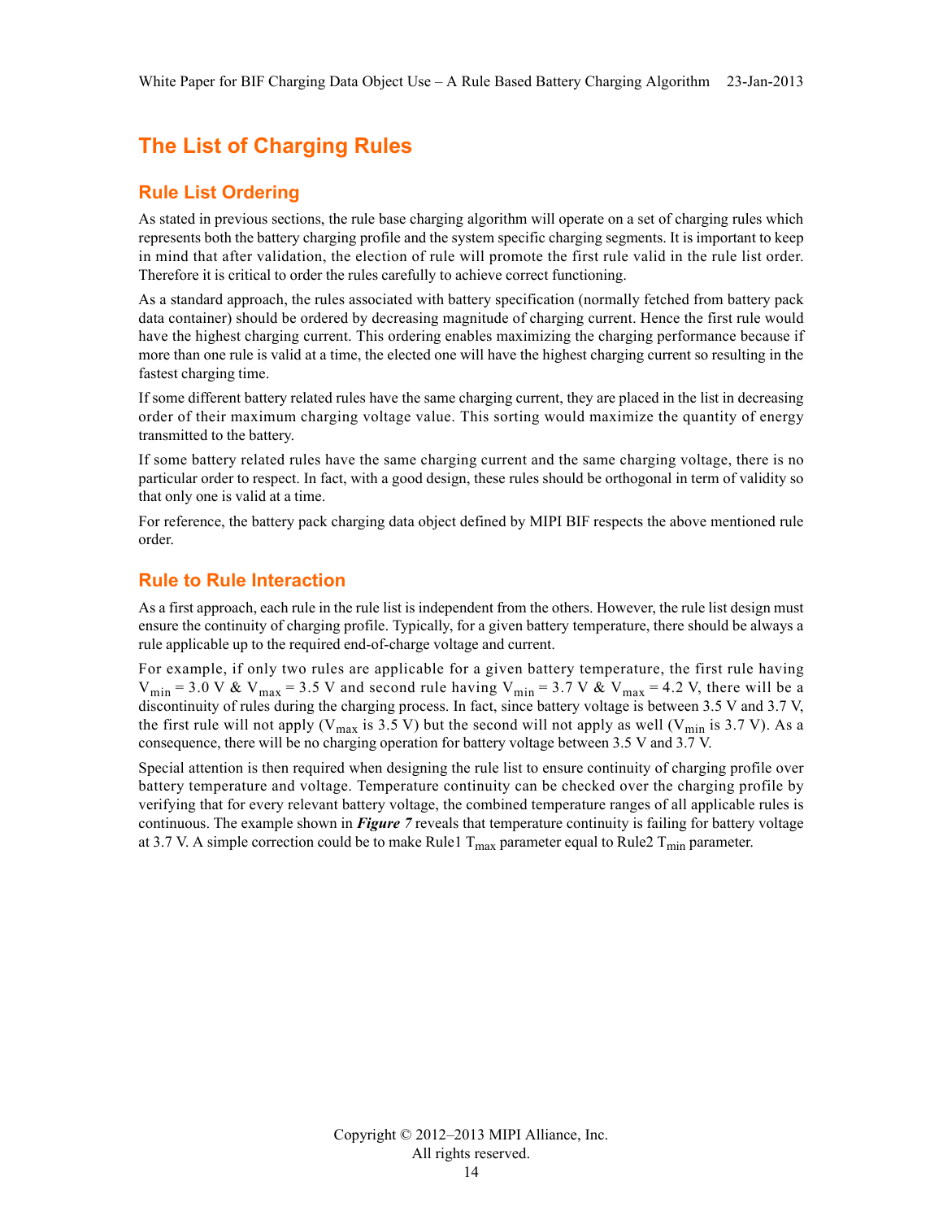# The List of Charging Rules

## Rule List Ordering

As stated in previous sections, the rule base charging algorithm will operate on a set of charging rules which represents both the battery charging profile and the system specific charging segments. It is important to keep in mind that after validation, the election of rule will promote the first rule valid in the rule list order. Therefore it is critical to order the rules carefully to achieve correct functioning.

As a standard approach, the rules associated with battery specification (normally fetched from battery pack data container) should be ordered by decreasing magnitude of charging current. Hence the first rule would have the highest charging current. This ordering enables maximizing the charging performance because if more than one rule is valid at a time, the elected one will have the highest charging current so resulting in the fastest charging time.

If some different battery related rules have the same charging current, they are placed in the list in decreasing order of their maximum charging voltage value. This sorting would maximize the quantity of energy transmitted to the battery.

If some battery related rules have the same charging current and the same charging voltage, there is no particular order to respect. In fact, with a good design, these rules should be orthogonal in term of validity so that only one is valid at a time.

For reference, the battery pack charging data object defined by MIPI BIF respects the above mentioned rule order.

## Rule to Rule Interaction

As a first approach, each rule in the rule list is independent from the others. However, the rule list design must ensure the continuity of charging profile. Typically, for a given battery temperature, there should be always a rule applicable up to the required end-of-charge voltage and current.

For example, if only two rules are applicable for a given battery temperature, the first rule having $V_{min}$ = 3.0 V & $V_{max}$ = 3.5 V and second rule having $V_{min}$ = 3.7 V & $V_{max}$ = 4.2 V, there will be a discontinuity of rules during the charging process. In fact, since battery voltage is between 3.5 V and 3.7 V, the first rule will not apply ($V_{max}$ is 3.5 V) but the second will not apply as well ($V_{min}$ is 3.7 V). As a consequence, there will be no charging operation for battery voltage between 3.5 V and 3.7 V.

Special attention is then required when designing the rule list to ensure continuity of charging profile over battery temperature and voltage. Temperature continuity can be checked over the charging profile by verifying that for every relevant battery voltage, the combined temperature ranges of all applicable rules is continuous. The example shown in ***Figure 7*** reveals that temperature continuity is failing for battery voltage at 3.7 V. A simple correction could be to make Rule1 $T_{max}$ parameter equal to Rule2 $T_{min}$ parameter.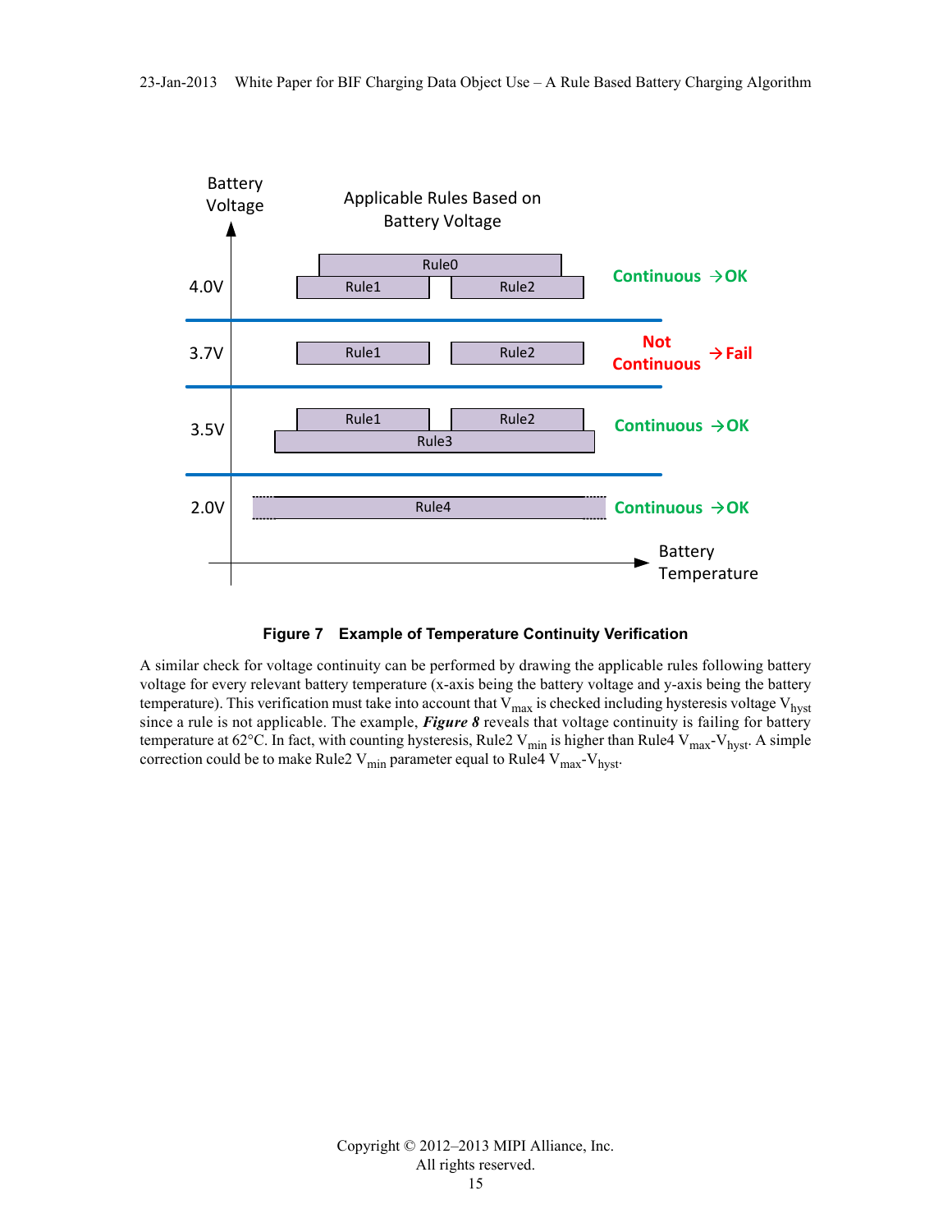**Figure 7 Example of Temperature Continuity Verification**

A similar check for voltage continuity can be performed by drawing the applicable rules following battery voltage for every relevant battery temperature (x-axis being the battery voltage and y-axis being the battery temperature). This verification must take into account that $V_{max}$ is checked including hysteresis voltage $V_{hyst}$ since a rule is not applicable. The example, ***Figure 8*** reveals that voltage continuity is failing for battery temperature at 62°C. In fact, with counting hysteresis, Rule2 $V_{min}$ is higher than Rule4 $V_{max}$-$V_{hyst}$. A simple correction could be to make Rule2 $V_{min}$ parameter equal to Rule4 $V_{max}$-$V_{hyst}$.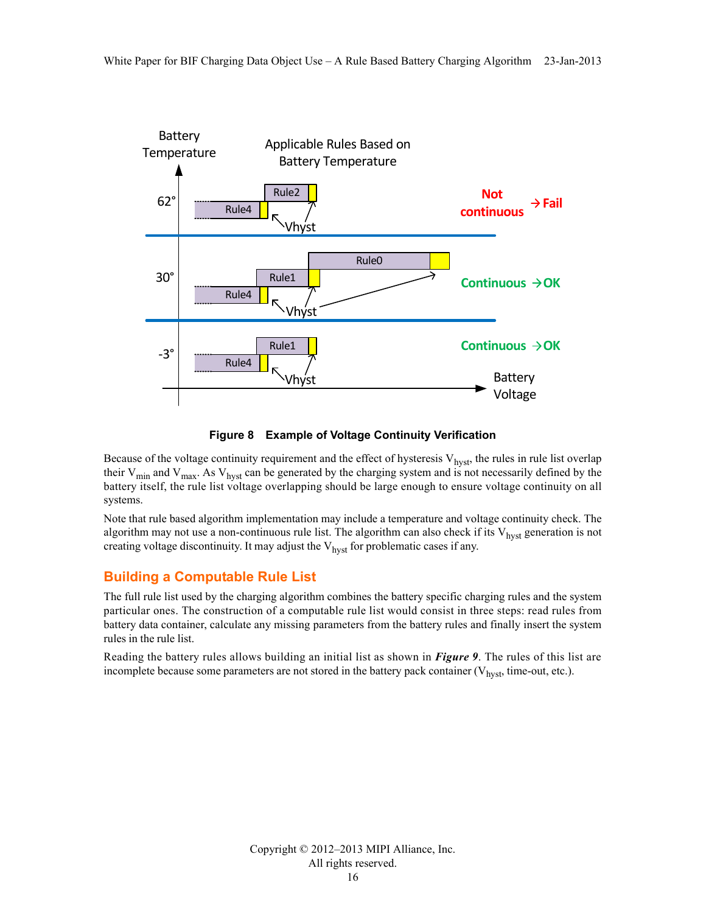**Figure 8 Example of Voltage Continuity Verification**

Because of the voltage continuity requirement and the effect of hysteresis $V_{hyst}$, the rules in rule list overlap their $V_{min}$ and $V_{max}$. As $V_{hyst}$ can be generated by the charging system and is not necessarily defined by the battery itself, the rule list voltage overlapping should be large enough to ensure voltage continuity on all systems.

Note that rule based algorithm implementation may include a temperature and voltage continuity check. The algorithm may not use a non-continuous rule list. The algorithm can also check if its $V_{hyst}$ generation is not creating voltage discontinuity. It may adjust the $V_{hyst}$ for problematic cases if any.

## Building a Computable Rule List

The full rule list used by the charging algorithm combines the battery specific charging rules and the system particular ones. The construction of a computable rule list would consist in three steps: read rules from battery data container, calculate any missing parameters from the battery rules and finally insert the system rules in the rule list.

Reading the battery rules allows building an initial list as shown in ***Figure 9***. The rules of this list are incomplete because some parameters are not stored in the battery pack container ($V_{hyst}$, time-out, etc.).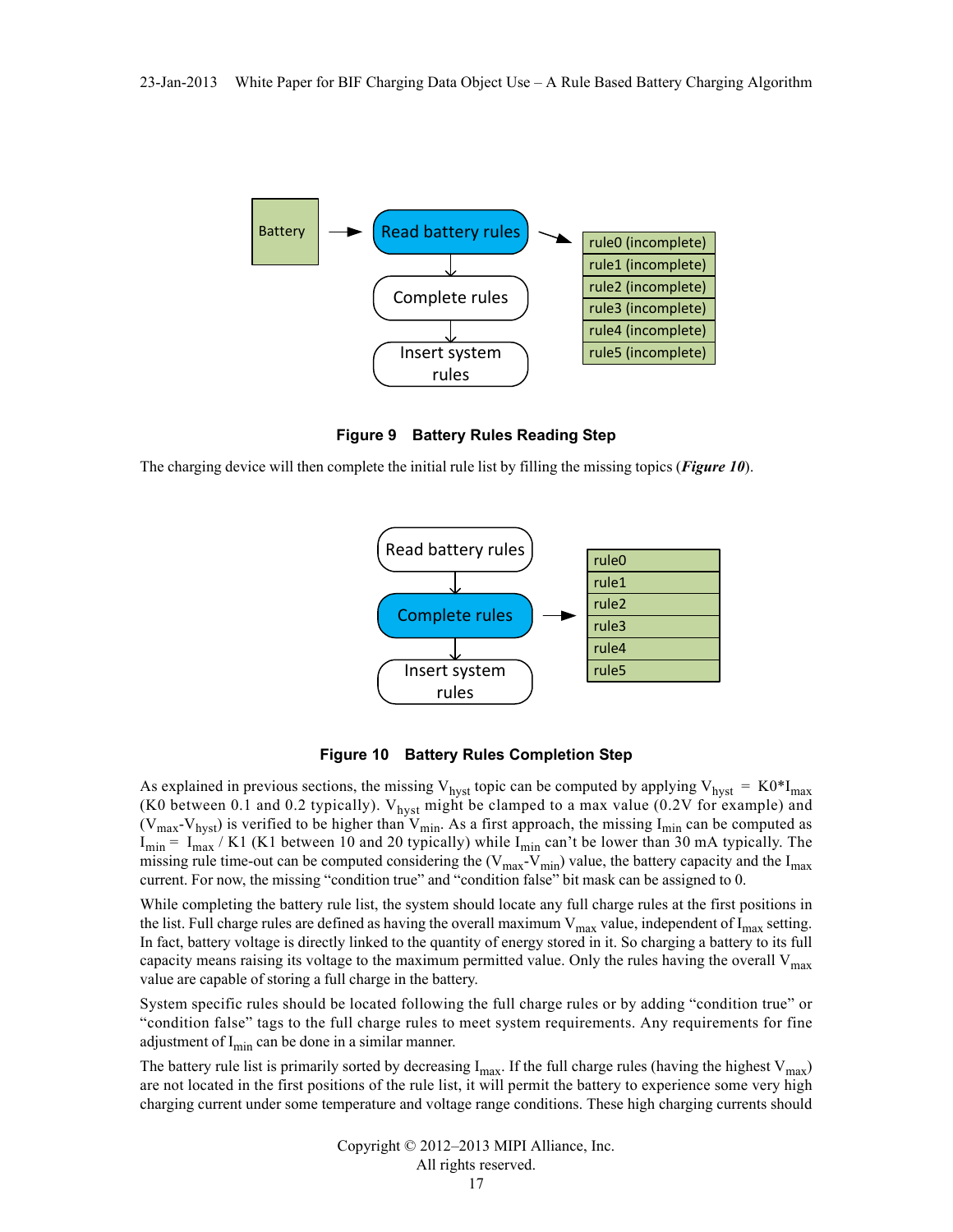**Figure 9 Battery Rules Reading Step**

The charging device will then complete the initial rule list by filling the missing topics (***Figure 10***).

**Figure 10 Battery Rules Completion Step**

As explained in previous sections, the missing $V_{hyst}$ topic can be computed by applying $V_{hyst} = K0*I_{max}$ (K0 between 0.1 and 0.2 typically). $V_{hyst}$ might be clamped to a max value (0.2V for example) and ($V_{max}$-$V_{hyst}$) is verified to be higher than $V_{min}$. As a first approach, the missing $I_{min}$ can be computed as $I_{min} = I_{max} / K1$ (K1 between 10 and 20 typically) while $I_{min}$ can't be lower than 30 mA typically. The missing rule time-out can be computed considering the ($V_{max}$-$V_{min}$) value, the battery capacity and the $I_{max}$ current. For now, the missing "condition true" and "condition false" bit mask can be assigned to 0.

While completing the battery rule list, the system should locate any full charge rules at the first positions in the list. Full charge rules are defined as having the overall maximum $V_{max}$ value, independent of $I_{max}$ setting. In fact, battery voltage is directly linked to the quantity of energy stored in it. So charging a battery to its full capacity means raising its voltage to the maximum permitted value. Only the rules having the overall $V_{max}$ value are capable of storing a full charge in the battery.

System specific rules should be located following the full charge rules or by adding "condition true" or "condition false" tags to the full charge rules to meet system requirements. Any requirements for fine adjustment of $I_{min}$ can be done in a similar manner.

The battery rule list is primarily sorted by decreasing $I_{max}$. If the full charge rules (having the highest $V_{max}$) are not located in the first positions of the rule list, it will permit the battery to experience some very high charging current under some temperature and voltage range conditions. These high charging currents should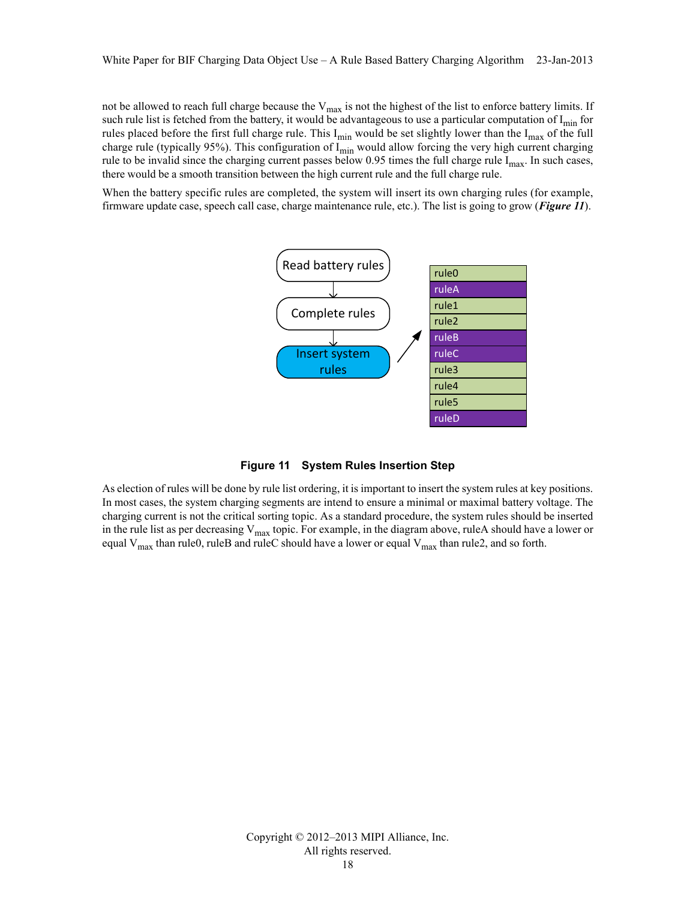not be allowed to reach full charge because the $V_{max}$ is not the highest of the list to enforce battery limits. If such rule list is fetched from the battery, it would be advantageous to use a particular computation of $I_{min}$ for rules placed before the first full charge rule. This $I_{min}$ would be set slightly lower than the $I_{max}$ of the full charge rule (typically 95%). This configuration of $I_{min}$ would allow forcing the very high current charging rule to be invalid since the charging current passes below 0.95 times the full charge rule $I_{max}$. In such cases, there would be a smooth transition between the high current rule and the full charge rule.

When the battery specific rules are completed, the system will insert its own charging rules (for example, firmware update case, speech call case, charge maintenance rule, etc.). The list is going to grow (***Figure 11***).

Read battery rules → Complete rules → Insert system rules

| |
|---|
| rule0 |
| ruleA |
| rule1 |
| rule2 |
| ruleB |
| ruleC |
| rule3 |
| rule4 |
| rule5 |
| ruleD |

**Figure 11 System Rules Insertion Step**

As election of rules will be done by rule list ordering, it is important to insert the system rules at key positions. In most cases, the system charging segments are intend to ensure a minimal or maximal battery voltage. The charging current is not the critical sorting topic. As a standard procedure, the system rules should be inserted in the rule list as per decreasing $V_{max}$ topic. For example, in the diagram above, ruleA should have a lower or equal $V_{max}$ than rule0, ruleB and ruleC should have a lower or equal $V_{max}$ than rule2, and so forth.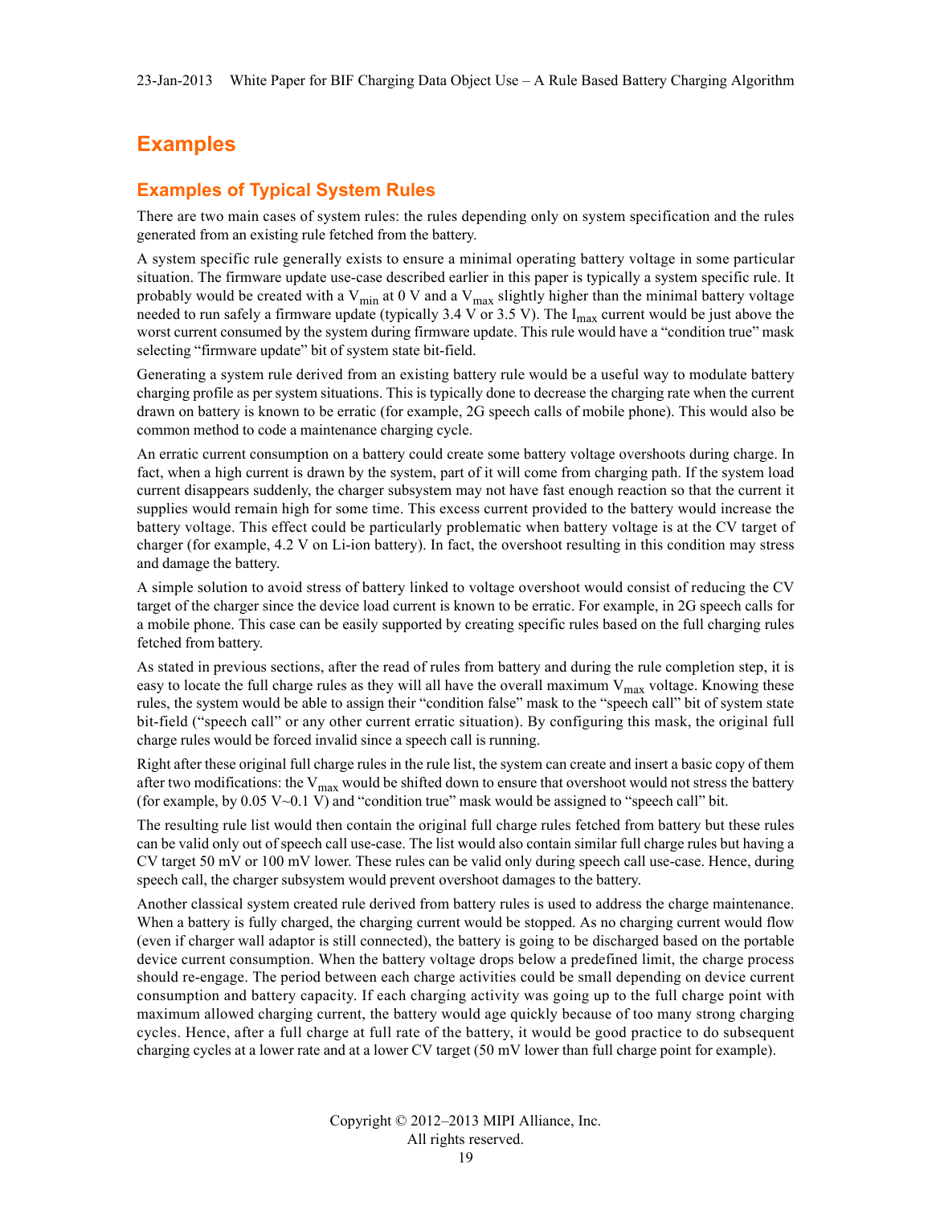# Examples

## Examples of Typical System Rules

There are two main cases of system rules: the rules depending only on system specification and the rules generated from an existing rule fetched from the battery.

A system specific rule generally exists to ensure a minimal operating battery voltage in some particular situation. The firmware update use-case described earlier in this paper is typically a system specific rule. It probably would be created with a $V_{min}$ at 0 V and a $V_{max}$ slightly higher than the minimal battery voltage needed to run safely a firmware update (typically 3.4 V or 3.5 V). The $I_{max}$ current would be just above the worst current consumed by the system during firmware update. This rule would have a "condition true" mask selecting "firmware update" bit of system state bit-field.

Generating a system rule derived from an existing battery rule would be a useful way to modulate battery charging profile as per system situations. This is typically done to decrease the charging rate when the current drawn on battery is known to be erratic (for example, 2G speech calls of mobile phone). This would also be common method to code a maintenance charging cycle.

An erratic current consumption on a battery could create some battery voltage overshoots during charge. In fact, when a high current is drawn by the system, part of it will come from charging path. If the system load current disappears suddenly, the charger subsystem may not have fast enough reaction so that the current it supplies would remain high for some time. This excess current provided to the battery would increase the battery voltage. This effect could be particularly problematic when battery voltage is at the CV target of charger (for example, 4.2 V on Li-ion battery). In fact, the overshoot resulting in this condition may stress and damage the battery.

A simple solution to avoid stress of battery linked to voltage overshoot would consist of reducing the CV target of the charger since the device load current is known to be erratic. For example, in 2G speech calls for a mobile phone. This case can be easily supported by creating specific rules based on the full charging rules fetched from battery.

As stated in previous sections, after the read of rules from battery and during the rule completion step, it is easy to locate the full charge rules as they will all have the overall maximum $V_{max}$ voltage. Knowing these rules, the system would be able to assign their "condition false" mask to the "speech call" bit of system state bit-field ("speech call" or any other current erratic situation). By configuring this mask, the original full charge rules would be forced invalid since a speech call is running.

Right after these original full charge rules in the rule list, the system can create and insert a basic copy of them after two modifications: the $V_{max}$ would be shifted down to ensure that overshoot would not stress the battery (for example, by 0.05 V~0.1 V) and "condition true" mask would be assigned to "speech call" bit.

The resulting rule list would then contain the original full charge rules fetched from battery but these rules can be valid only out of speech call use-case. The list would also contain similar full charge rules but having a CV target 50 mV or 100 mV lower. These rules can be valid only during speech call use-case. Hence, during speech call, the charger subsystem would prevent overshoot damages to the battery.

Another classical system created rule derived from battery rules is used to address the charge maintenance. When a battery is fully charged, the charging current would be stopped. As no charging current would flow (even if charger wall adaptor is still connected), the battery is going to be discharged based on the portable device current consumption. When the battery voltage drops below a predefined limit, the charge process should re-engage. The period between each charge activities could be small depending on device current consumption and battery capacity. If each charging activity was going up to the full charge point with maximum allowed charging current, the battery would age quickly because of too many strong charging cycles. Hence, after a full charge at full rate of the battery, it would be good practice to do subsequent charging cycles at a lower rate and at a lower CV target (50 mV lower than full charge point for example).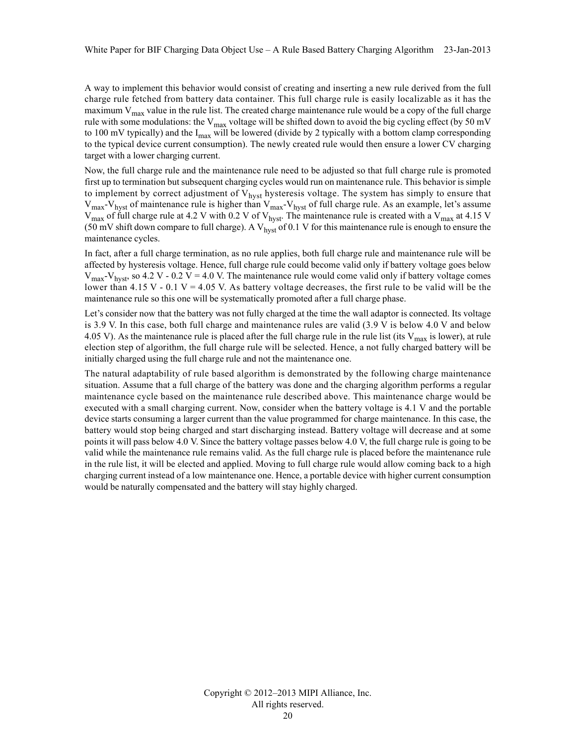A way to implement this behavior would consist of creating and inserting a new rule derived from the full charge rule fetched from battery data container. This full charge rule is easily localizable as it has the maximum $V_{max}$ value in the rule list. The created charge maintenance rule would be a copy of the full charge rule with some modulations: the $V_{max}$ voltage will be shifted down to avoid the big cycling effect (by 50 mV to 100 mV typically) and the $I_{max}$ will be lowered (divide by 2 typically with a bottom clamp corresponding to the typical device current consumption). The newly created rule would then ensure a lower CV charging target with a lower charging current.

Now, the full charge rule and the maintenance rule need to be adjusted so that full charge rule is promoted first up to termination but subsequent charging cycles would run on maintenance rule. This behavior is simple to implement by correct adjustment of $V_{hyst}$ hysteresis voltage. The system has simply to ensure that $V_{max}$-$V_{hyst}$ of maintenance rule is higher than $V_{max}$-$V_{hyst}$ of full charge rule. As an example, let's assume $V_{max}$ of full charge rule at 4.2 V with 0.2 V of $V_{hyst}$. The maintenance rule is created with a $V_{max}$ at 4.15 V (50 mV shift down compare to full charge). A $V_{hyst}$ of 0.1 V for this maintenance rule is enough to ensure the maintenance cycles.

In fact, after a full charge termination, as no rule applies, both full charge rule and maintenance rule will be affected by hysteresis voltage. Hence, full charge rule could become valid only if battery voltage goes below $V_{max}$-$V_{hyst}$, so 4.2 V - 0.2 V = 4.0 V. The maintenance rule would come valid only if battery voltage comes lower than 4.15 V - 0.1 V = 4.05 V. As battery voltage decreases, the first rule to be valid will be the maintenance rule so this one will be systematically promoted after a full charge phase.

Let's consider now that the battery was not fully charged at the time the wall adaptor is connected. Its voltage is 3.9 V. In this case, both full charge and maintenance rules are valid (3.9 V is below 4.0 V and below 4.05 V). As the maintenance rule is placed after the full charge rule in the rule list (its $V_{max}$ is lower), at rule election step of algorithm, the full charge rule will be selected. Hence, a not fully charged battery will be initially charged using the full charge rule and not the maintenance one.

The natural adaptability of rule based algorithm is demonstrated by the following charge maintenance situation. Assume that a full charge of the battery was done and the charging algorithm performs a regular maintenance cycle based on the maintenance rule described above. This maintenance charge would be executed with a small charging current. Now, consider when the battery voltage is 4.1 V and the portable device starts consuming a larger current than the value programmed for charge maintenance. In this case, the battery would stop being charged and start discharging instead. Battery voltage will decrease and at some points it will pass below 4.0 V. Since the battery voltage passes below 4.0 V, the full charge rule is going to be valid while the maintenance rule remains valid. As the full charge rule is placed before the maintenance rule in the rule list, it will be elected and applied. Moving to full charge rule would allow coming back to a high charging current instead of a low maintenance one. Hence, a portable device with higher current consumption would be naturally compensated and the battery will stay highly charged.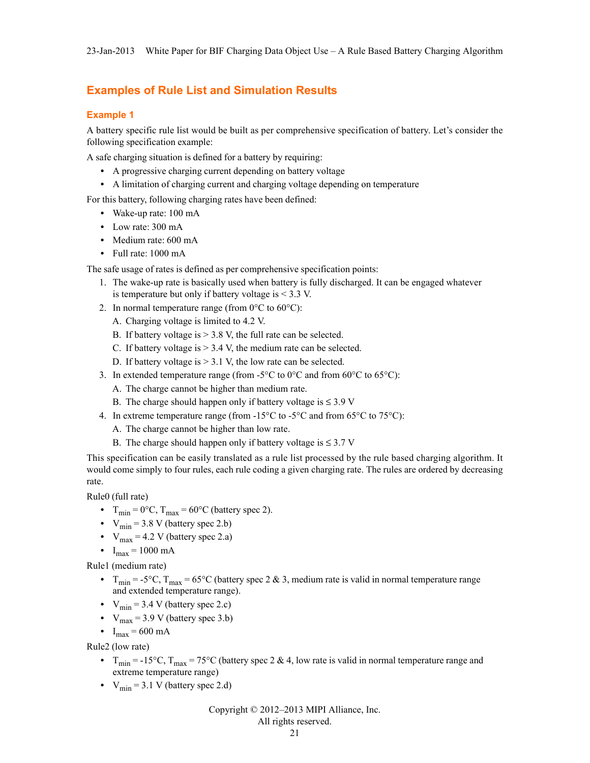## Examples of Rule List and Simulation Results

### Example 1

A battery specific rule list would be built as per comprehensive specification of battery. Let's consider the following specification example:

A safe charging situation is defined for a battery by requiring:

- A progressive charging current depending on battery voltage
- A limitation of charging current and charging voltage depending on temperature

For this battery, following charging rates have been defined:

- Wake-up rate: 100 mA
- Low rate: 300 mA
- Medium rate: 600 mA
- Full rate: 1000 mA

The safe usage of rates is defined as per comprehensive specification points:

1. The wake-up rate is basically used when battery is fully discharged. It can be engaged whatever is temperature but only if battery voltage is < 3.3 V.
2. In normal temperature range (from 0°C to 60°C):
   A. Charging voltage is limited to 4.2 V.
   B. If battery voltage is > 3.8 V, the full rate can be selected.
   C. If battery voltage is > 3.4 V, the medium rate can be selected.
   D. If battery voltage is > 3.1 V, the low rate can be selected.
3. In extended temperature range (from -5°C to 0°C and from 60°C to 65°C):
   A. The charge cannot be higher than medium rate.
   B. The charge should happen only if battery voltage is ≤ 3.9 V
4. In extreme temperature range (from -15°C to -5°C and from 65°C to 75°C):
   A. The charge cannot be higher than low rate.
   B. The charge should happen only if battery voltage is ≤ 3.7 V

This specification can be easily translated as a rule list processed by the rule based charging algorithm. It would come simply to four rules, each rule coding a given charging rate. The rules are ordered by decreasing rate.

Rule0 (full rate)

- $T_{min}$ = 0°C, $T_{max}$ = 60°C (battery spec 2).
- $V_{min}$ = 3.8 V (battery spec 2.b)
- $V_{max}$ = 4.2 V (battery spec 2.a)
- $I_{max}$ = 1000 mA

Rule1 (medium rate)

- $T_{min}$ = -5°C, $T_{max}$ = 65°C (battery spec 2 & 3, medium rate is valid in normal temperature range and extended temperature range).
- $V_{min}$ = 3.4 V (battery spec 2.c)
- $V_{max}$ = 3.9 V (battery spec 3.b)
- $I_{max}$ = 600 mA

Rule2 (low rate)

- $T_{min}$ = -15°C, $T_{max}$ = 75°C (battery spec 2 & 4, low rate is valid in normal temperature range and extreme temperature range)
- $V_{min}$ = 3.1 V (battery spec 2.d)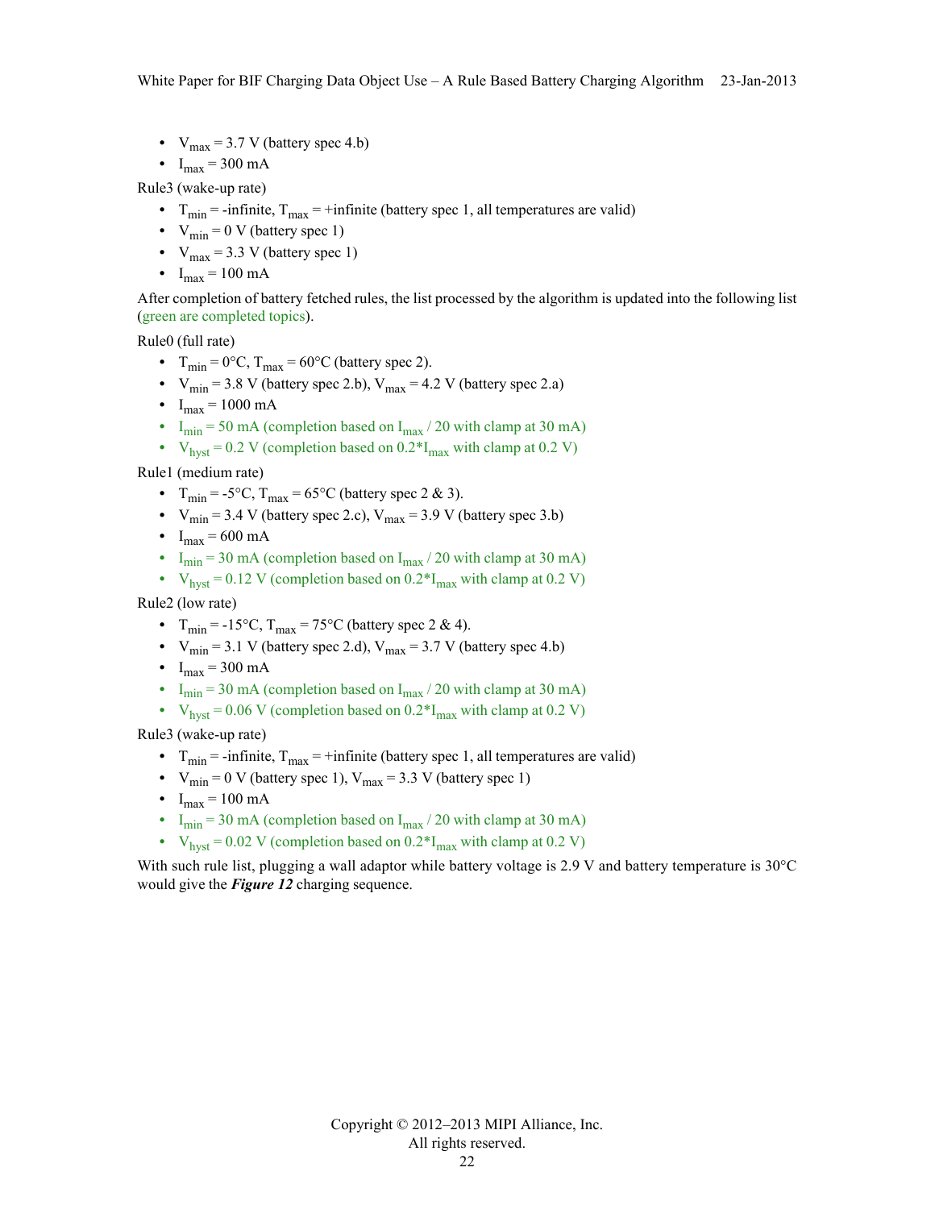- $V_{max}$ = 3.7 V (battery spec 4.b)
- $I_{max}$ = 300 mA

Rule3 (wake-up rate)

- $T_{min}$ = -infinite, $T_{max}$ = +infinite (battery spec 1, all temperatures are valid)
- $V_{min}$ = 0 V (battery spec 1)
- $V_{max}$ = 3.3 V (battery spec 1)
- $I_{max}$ = 100 mA

After completion of battery fetched rules, the list processed by the algorithm is updated into the following list (green are completed topics).

Rule0 (full rate)

- $T_{min}$ = 0°C, $T_{max}$ = 60°C (battery spec 2).
- $V_{min}$ = 3.8 V (battery spec 2.b), $V_{max}$ = 4.2 V (battery spec 2.a)
- $I_{max}$ = 1000 mA
- $I_{min}$ = 50 mA (completion based on $I_{max}$ / 20 with clamp at 30 mA)
- $V_{hyst}$ = 0.2 V (completion based on 0.2*$I_{max}$ with clamp at 0.2 V)

Rule1 (medium rate)

- $T_{min}$ = -5°C, $T_{max}$ = 65°C (battery spec 2 & 3).
- $V_{min}$ = 3.4 V (battery spec 2.c), $V_{max}$ = 3.9 V (battery spec 3.b)
- $I_{max}$ = 600 mA
- $I_{min}$ = 30 mA (completion based on $I_{max}$ / 20 with clamp at 30 mA)
- $V_{hyst}$ = 0.12 V (completion based on 0.2*$I_{max}$ with clamp at 0.2 V)

Rule2 (low rate)

- $T_{min}$ = -15°C, $T_{max}$ = 75°C (battery spec 2 & 4).
- $V_{min}$ = 3.1 V (battery spec 2.d), $V_{max}$ = 3.7 V (battery spec 4.b)
- $I_{max}$ = 300 mA
- $I_{min}$ = 30 mA (completion based on $I_{max}$ / 20 with clamp at 30 mA)
- $V_{hyst}$ = 0.06 V (completion based on 0.2*$I_{max}$ with clamp at 0.2 V)

Rule3 (wake-up rate)

- $T_{min}$ = -infinite, $T_{max}$ = +infinite (battery spec 1, all temperatures are valid)
- $V_{min}$ = 0 V (battery spec 1), $V_{max}$ = 3.3 V (battery spec 1)
- $I_{max}$ = 100 mA
- $I_{min}$ = 30 mA (completion based on $I_{max}$ / 20 with clamp at 30 mA)
- $V_{hyst}$ = 0.02 V (completion based on 0.2*$I_{max}$ with clamp at 0.2 V)

With such rule list, plugging a wall adaptor while battery voltage is 2.9 V and battery temperature is 30°C would give the ***Figure 12*** charging sequence.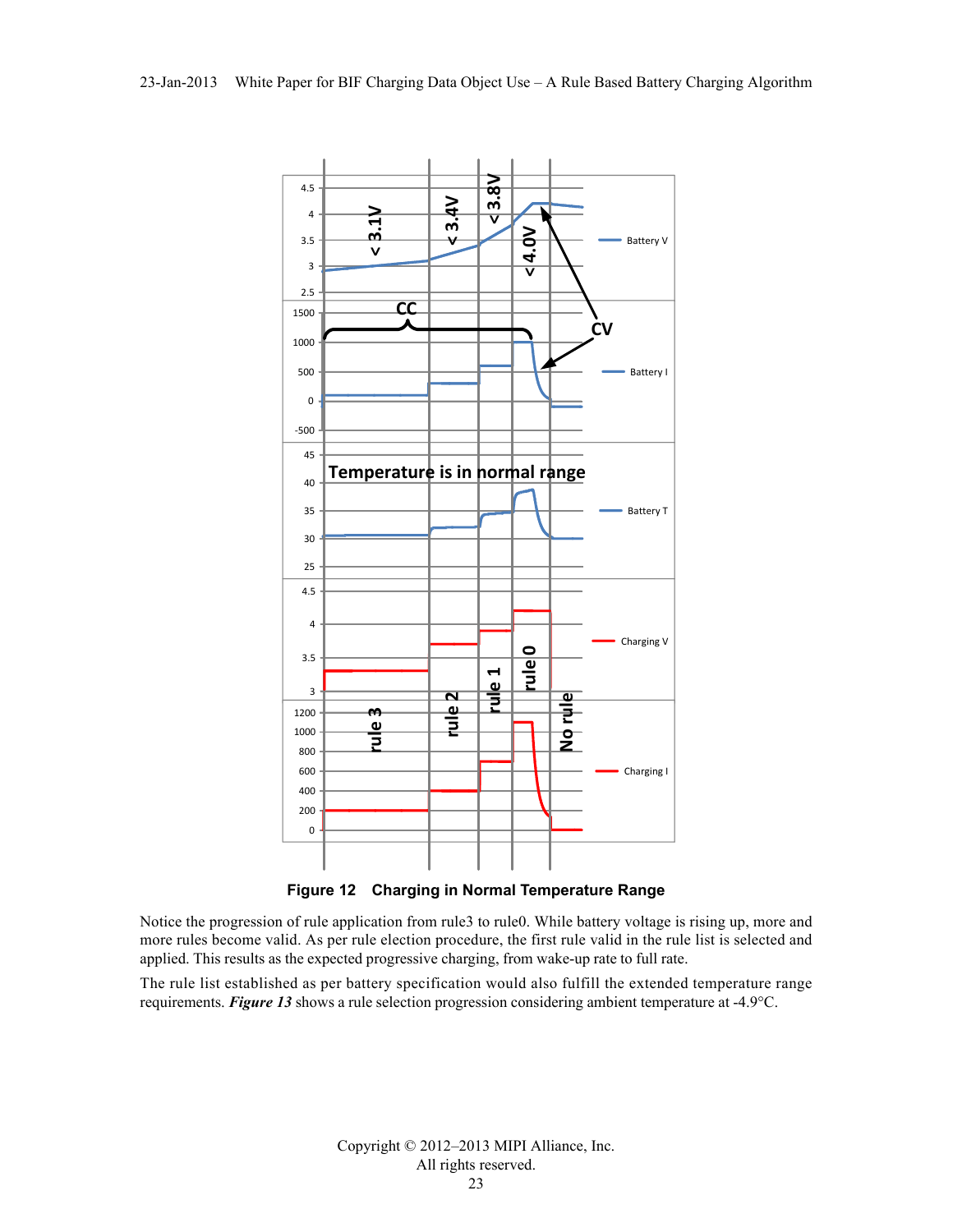**Figure 12 Charging in Normal Temperature Range**

Notice the progression of rule application from rule3 to rule0. While battery voltage is rising up, more and more rules become valid. As per rule election procedure, the first rule valid in the rule list is selected and applied. This results as the expected progressive charging, from wake-up rate to full rate.

The rule list established as per battery specification would also fulfill the extended temperature range requirements. ***Figure 13*** shows a rule selection progression considering ambient temperature at -4.9°C.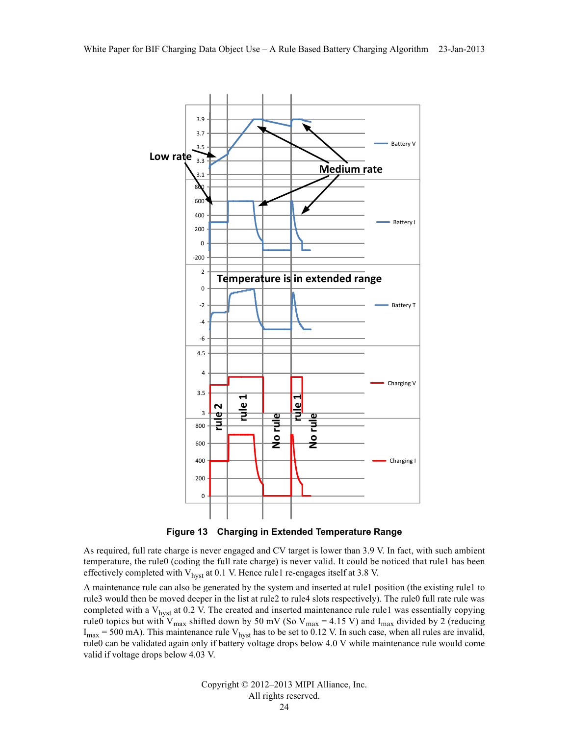**Figure 13 Charging in Extended Temperature Range**

As required, full rate charge is never engaged and CV target is lower than 3.9 V. In fact, with such ambient temperature, the rule0 (coding the full rate charge) is never valid. It could be noticed that rule1 has been effectively completed with $V_{hyst}$ at 0.1 V. Hence rule1 re-engages itself at 3.8 V.

A maintenance rule can also be generated by the system and inserted at rule1 position (the existing rule1 to rule3 would then be moved deeper in the list at rule2 to rule4 slots respectively). The rule0 full rate rule was completed with a $V_{hyst}$ at 0.2 V. The created and inserted maintenance rule rule1 was essentially copying rule0 topics but with $V_{max}$ shifted down by 50 mV (So $V_{max}$ = 4.15 V) and $I_{max}$ divided by 2 (reducing $I_{max}$ = 500 mA). This maintenance rule $V_{hyst}$ has to be set to 0.12 V. In such case, when all rules are invalid, rule0 can be validated again only if battery voltage drops below 4.0 V while maintenance rule would come valid if voltage drops below 4.03 V.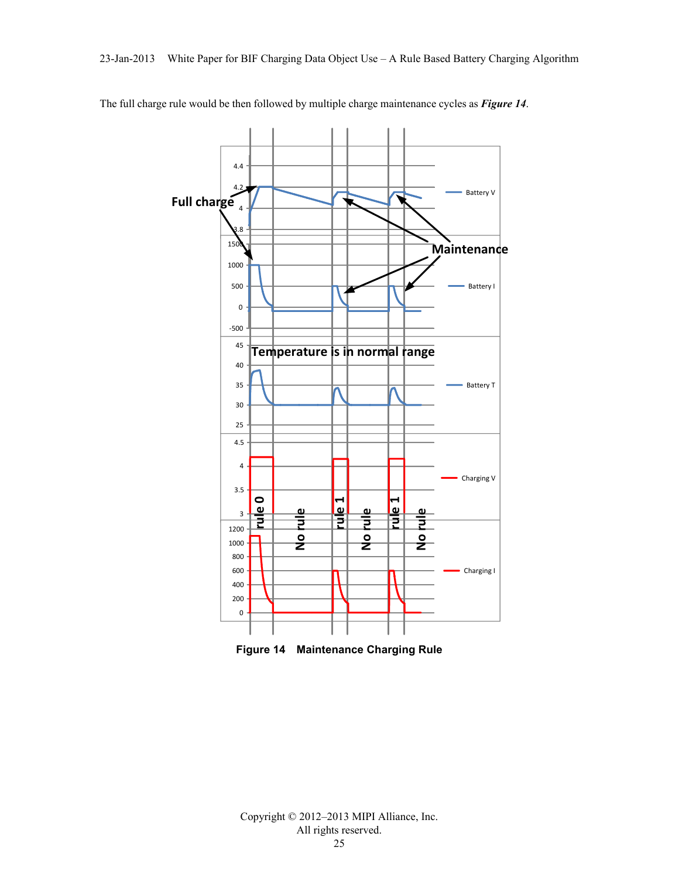The full charge rule would be then followed by multiple charge maintenance cycles as ***Figure 14***.

**Figure 14 Maintenance Charging Rule**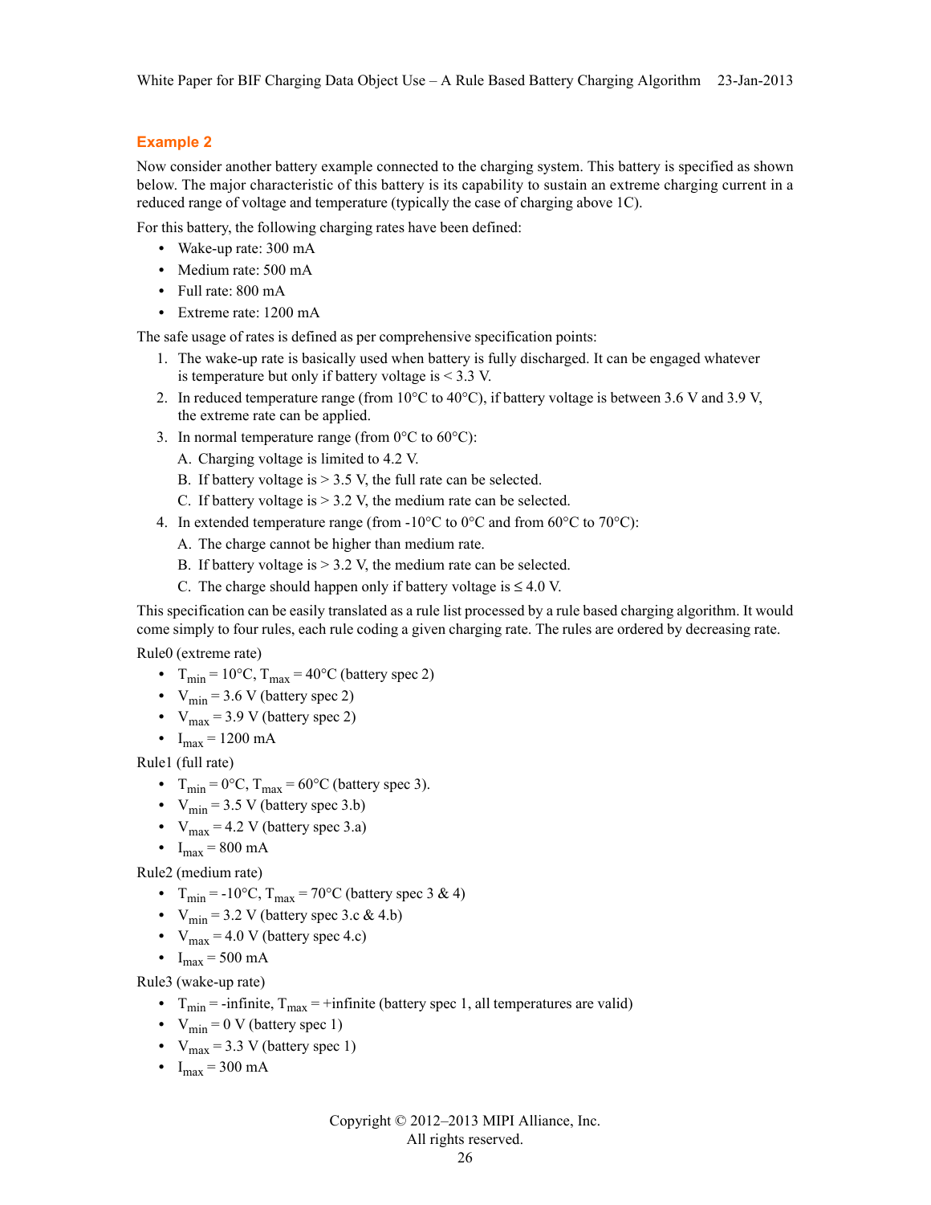### Example 2

Now consider another battery example connected to the charging system. This battery is specified as shown below. The major characteristic of this battery is its capability to sustain an extreme charging current in a reduced range of voltage and temperature (typically the case of charging above 1C).

For this battery, the following charging rates have been defined:

- Wake-up rate: 300 mA
- Medium rate: 500 mA
- Full rate: 800 mA
- Extreme rate: 1200 mA

The safe usage of rates is defined as per comprehensive specification points:

1. The wake-up rate is basically used when battery is fully discharged. It can be engaged whatever is temperature but only if battery voltage is < 3.3 V.
2. In reduced temperature range (from 10°C to 40°C), if battery voltage is between 3.6 V and 3.9 V, the extreme rate can be applied.
3. In normal temperature range (from 0°C to 60°C):
   A. Charging voltage is limited to 4.2 V.
   B. If battery voltage is > 3.5 V, the full rate can be selected.
   C. If battery voltage is > 3.2 V, the medium rate can be selected.
4. In extended temperature range (from -10°C to 0°C and from 60°C to 70°C):
   A. The charge cannot be higher than medium rate.
   B. If battery voltage is > 3.2 V, the medium rate can be selected.
   C. The charge should happen only if battery voltage is ≤ 4.0 V.

This specification can be easily translated as a rule list processed by a rule based charging algorithm. It would come simply to four rules, each rule coding a given charging rate. The rules are ordered by decreasing rate.

Rule0 (extreme rate)

- $T_{min}$ = 10°C, $T_{max}$ = 40°C (battery spec 2)
- $V_{min}$ = 3.6 V (battery spec 2)
- $V_{max}$ = 3.9 V (battery spec 2)
- $I_{max}$ = 1200 mA

Rule1 (full rate)

- $T_{min}$ = 0°C, $T_{max}$ = 60°C (battery spec 3).
- $V_{min}$ = 3.5 V (battery spec 3.b)
- $V_{max}$ = 4.2 V (battery spec 3.a)
- $I_{max}$ = 800 mA

Rule2 (medium rate)

- $T_{min}$ = -10°C, $T_{max}$ = 70°C (battery spec 3 & 4)
- $V_{min}$ = 3.2 V (battery spec 3.c & 4.b)
- $V_{max}$ = 4.0 V (battery spec 4.c)
- $I_{max}$ = 500 mA

Rule3 (wake-up rate)

- $T_{min}$ = -infinite, $T_{max}$ = +infinite (battery spec 1, all temperatures are valid)
- $V_{min}$ = 0 V (battery spec 1)
- $V_{max}$ = 3.3 V (battery spec 1)
- $I_{max}$ = 300 mA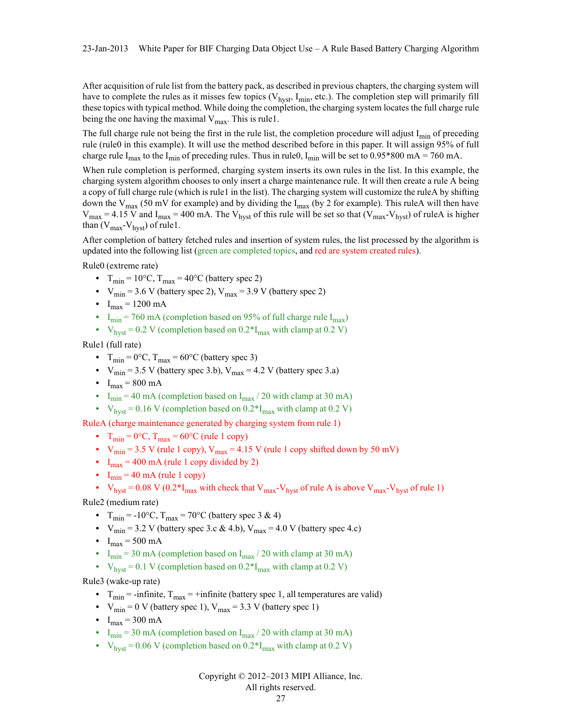After acquisition of rule list from the battery pack, as described in previous chapters, the charging system will have to complete the rules as it misses few topics ($V_{hyst}$, $I_{min}$, etc.). The completion step will primarily fill these topics with typical method. While doing the completion, the charging system locates the full charge rule being the one having the maximal $V_{max}$. This is rule1.

The full charge rule not being the first in the rule list, the completion procedure will adjust $I_{min}$ of preceding rule (rule0 in this example). It will use the method described before in this paper. It will assign 95% of full charge rule $I_{max}$ to the $I_{min}$ of preceding rules. Thus in rule0, $I_{min}$ will be set to 0.95*800 mA = 760 mA.

When rule completion is performed, charging system inserts its own rules in the list. In this example, the charging system algorithm chooses to only insert a charge maintenance rule. It will then create a rule A being a copy of full charge rule (which is rule1 in the list). The charging system will customize the ruleA by shifting down the $V_{max}$ (50 mV for example) and by dividing the $I_{max}$ (by 2 for example). This ruleA will then have $V_{max}$ = 4.15 V and $I_{max}$ = 400 mA. The $V_{hyst}$ of this rule will be set so that ($V_{max}$-$V_{hyst}$) of ruleA is higher than ($V_{max}$-$V_{hyst}$) of rule1.

After completion of battery fetched rules and insertion of system rules, the list processed by the algorithm is updated into the following list (green are completed topics, and red are system created rules).

Rule0 (extreme rate)

- $T_{min}$ = 10°C, $T_{max}$ = 40°C (battery spec 2)
- $V_{min}$ = 3.6 V (battery spec 2), $V_{max}$ = 3.9 V (battery spec 2)
- $I_{max}$ = 1200 mA
- $I_{min}$ = 760 mA (completion based on 95% of full charge rule $I_{max}$)
- $V_{hyst}$ = 0.2 V (completion based on 0.2*$I_{max}$ with clamp at 0.2 V)

Rule1 (full rate)

- $T_{min}$ = 0°C, $T_{max}$ = 60°C (battery spec 3)
- $V_{min}$ = 3.5 V (battery spec 3.b), $V_{max}$ = 4.2 V (battery spec 3.a)
- $I_{max}$ = 800 mA
- $I_{min}$ = 40 mA (completion based on $I_{max}$ / 20 with clamp at 30 mA)
- $V_{hyst}$ = 0.16 V (completion based on 0.2*$I_{max}$ with clamp at 0.2 V)

RuleA (charge maintenance generated by charging system from rule 1)

- $T_{min}$ = 0°C, $T_{max}$ = 60°C (rule 1 copy)
- $V_{min}$ = 3.5 V (rule 1 copy), $V_{max}$ = 4.15 V (rule 1 copy shifted down by 50 mV)
- $I_{max}$ = 400 mA (rule 1 copy divided by 2)
- $I_{min}$ = 40 mA (rule 1 copy)
- $V_{hyst}$ = 0.08 V (0.2*$I_{max}$ with check that $V_{max}$-$V_{hyst}$ of rule A is above $V_{max}$-$V_{hyst}$ of rule 1)

Rule2 (medium rate)

- $T_{min}$ = -10°C, $T_{max}$ = 70°C (battery spec 3 & 4)
- $V_{min}$ = 3.2 V (battery spec 3.c & 4.b), $V_{max}$ = 4.0 V (battery spec 4.c)
- $I_{max}$ = 500 mA
- $I_{min}$ = 30 mA (completion based on $I_{max}$ / 20 with clamp at 30 mA)
- $V_{hyst}$ = 0.1 V (completion based on 0.2*$I_{max}$ with clamp at 0.2 V)

Rule3 (wake-up rate)

- $T_{min}$ = -infinite, $T_{max}$ = +infinite (battery spec 1, all temperatures are valid)
- $V_{min}$ = 0 V (battery spec 1), $V_{max}$ = 3.3 V (battery spec 1)
- $I_{max}$ = 300 mA
- $I_{min}$ = 30 mA (completion based on $I_{max}$ / 20 with clamp at 30 mA)
- $V_{hyst}$ = 0.06 V (completion based on 0.2*$I_{max}$ with clamp at 0.2 V)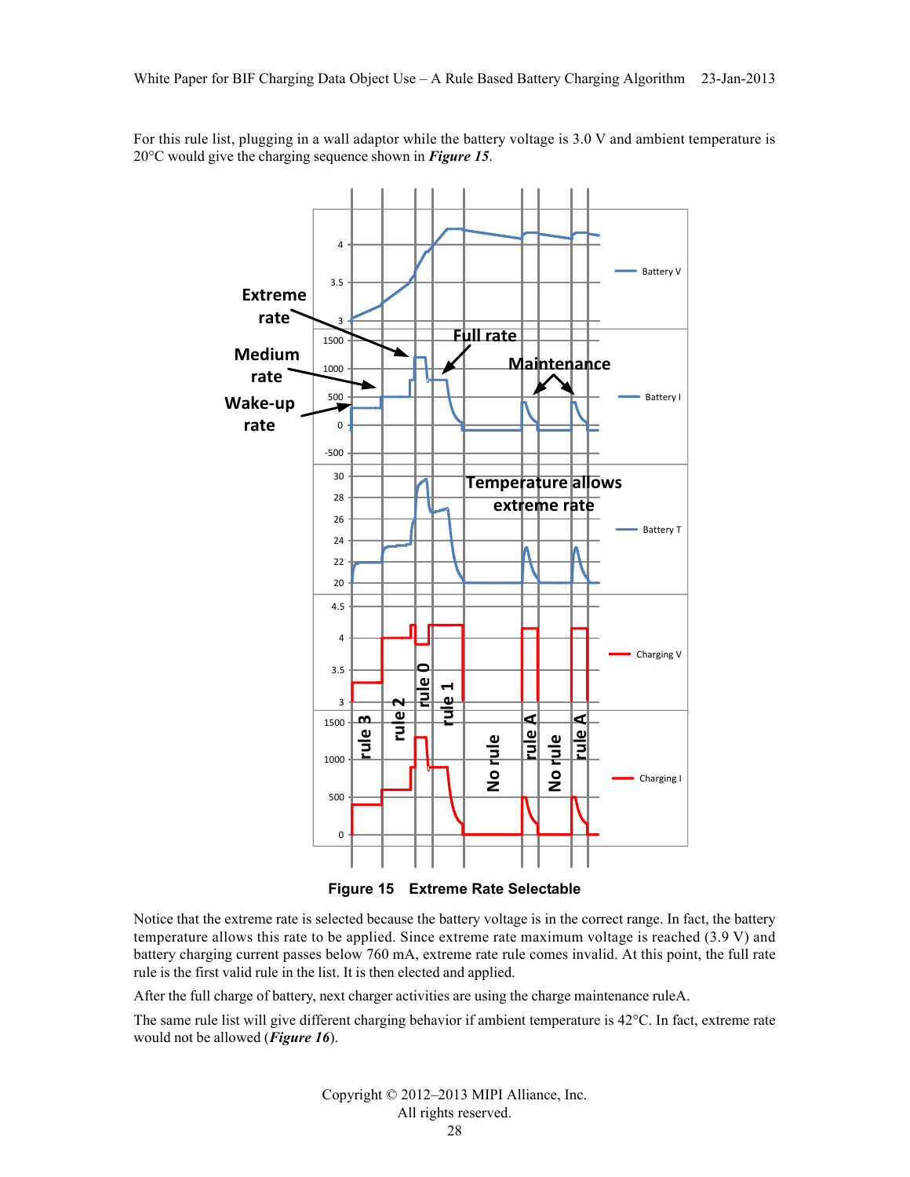For this rule list, plugging in a wall adaptor while the battery voltage is 3.0 V and ambient temperature is 20°C would give the charging sequence shown in ***Figure 15***.

**Figure 15 Extreme Rate Selectable**

Notice that the extreme rate is selected because the battery voltage is in the correct range. In fact, the battery temperature allows this rate to be applied. Since extreme rate maximum voltage is reached (3.9 V) and battery charging current passes below 760 mA, extreme rate rule comes invalid. At this point, the full rate rule is the first valid rule in the list. It is then elected and applied.

After the full charge of battery, next charger activities are using the charge maintenance ruleA.

The same rule list will give different charging behavior if ambient temperature is 42°C. In fact, extreme rate would not be allowed (***Figure 16***).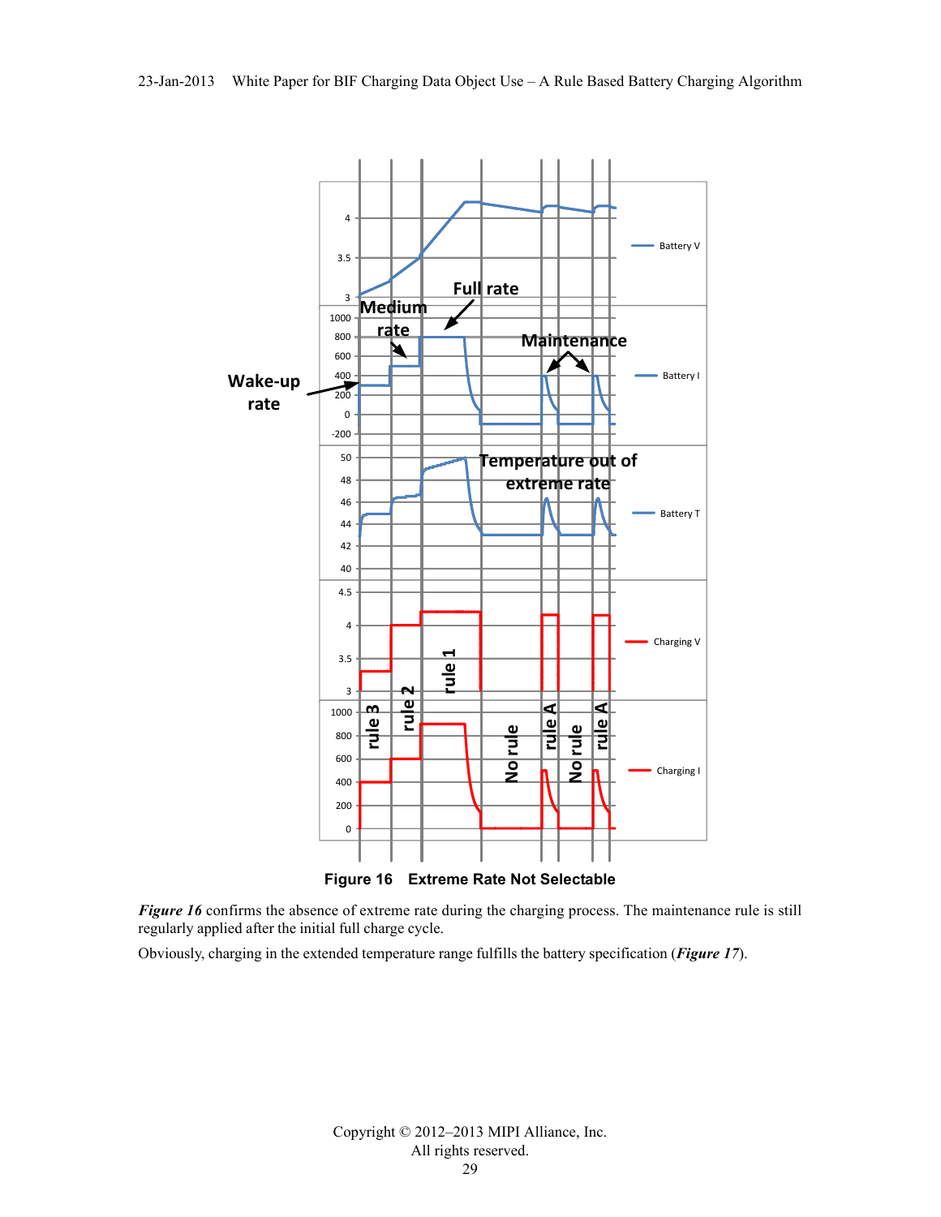**Figure 16 Extreme Rate Not Selectable**

***Figure 16*** confirms the absence of extreme rate during the charging process. The maintenance rule is still regularly applied after the initial full charge cycle.

Obviously, charging in the extended temperature range fulfills the battery specification (***Figure 17***).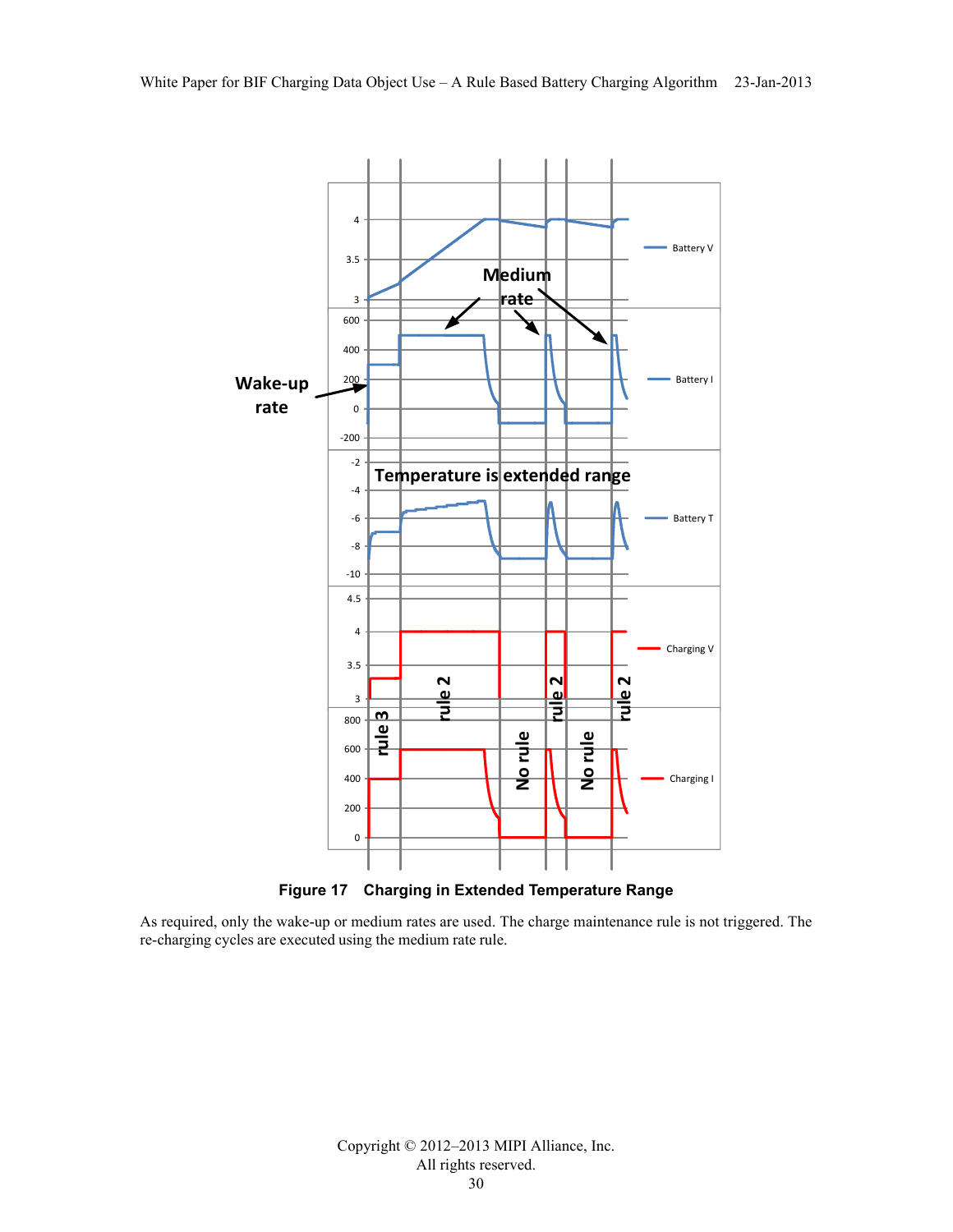**Figure 17 Charging in Extended Temperature Range**

As required, only the wake-up or medium rates are used. The charge maintenance rule is not triggered. The re-charging cycles are executed using the medium rate rule.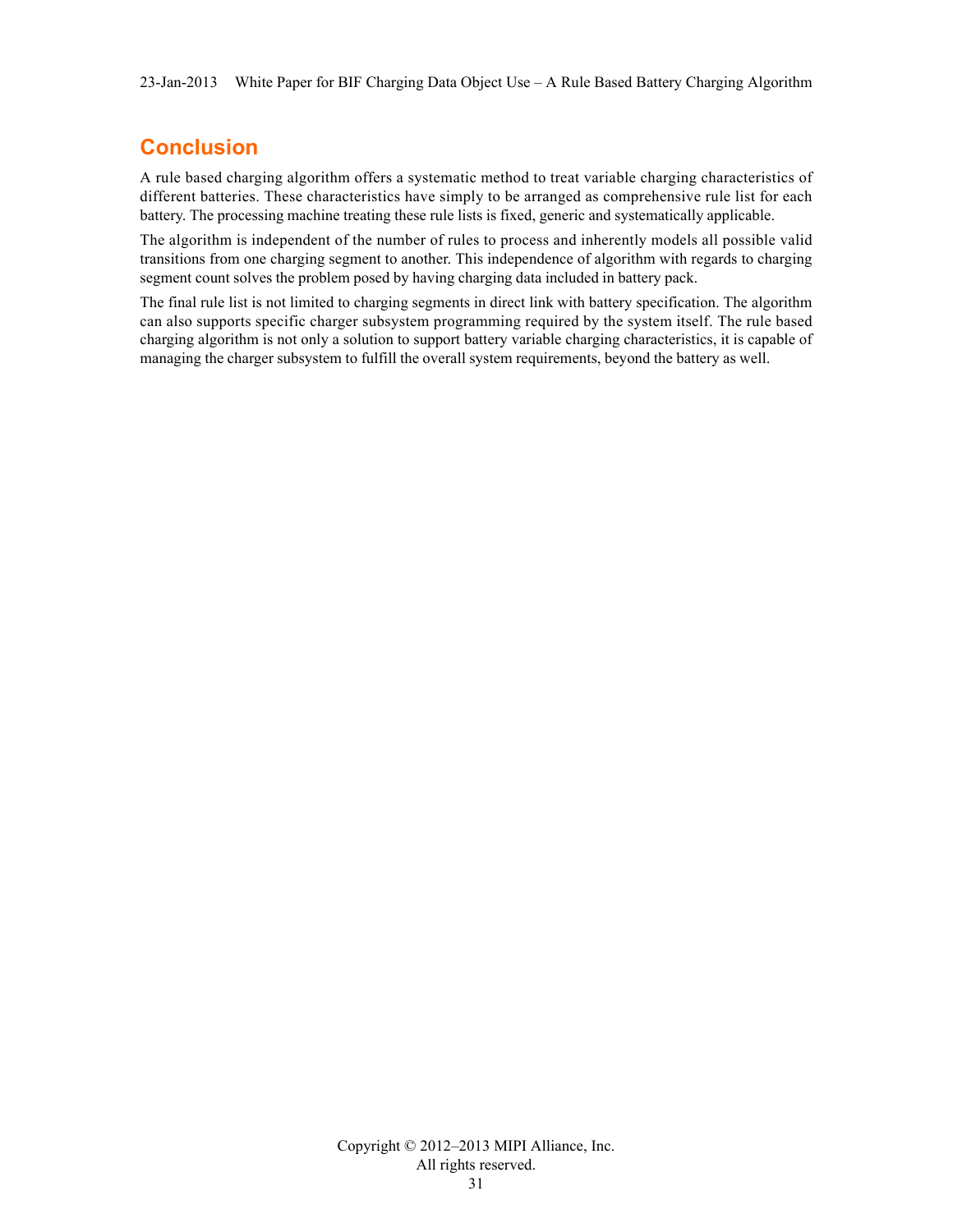# Conclusion

A rule based charging algorithm offers a systematic method to treat variable charging characteristics of different batteries. These characteristics have simply to be arranged as comprehensive rule list for each battery. The processing machine treating these rule lists is fixed, generic and systematically applicable.

The algorithm is independent of the number of rules to process and inherently models all possible valid transitions from one charging segment to another. This independence of algorithm with regards to charging segment count solves the problem posed by having charging data included in battery pack.

The final rule list is not limited to charging segments in direct link with battery specification. The algorithm can also supports specific charger subsystem programming required by the system itself. The rule based charging algorithm is not only a solution to support battery variable charging characteristics, it is capable of managing the charger subsystem to fulfill the overall system requirements, beyond the battery as well.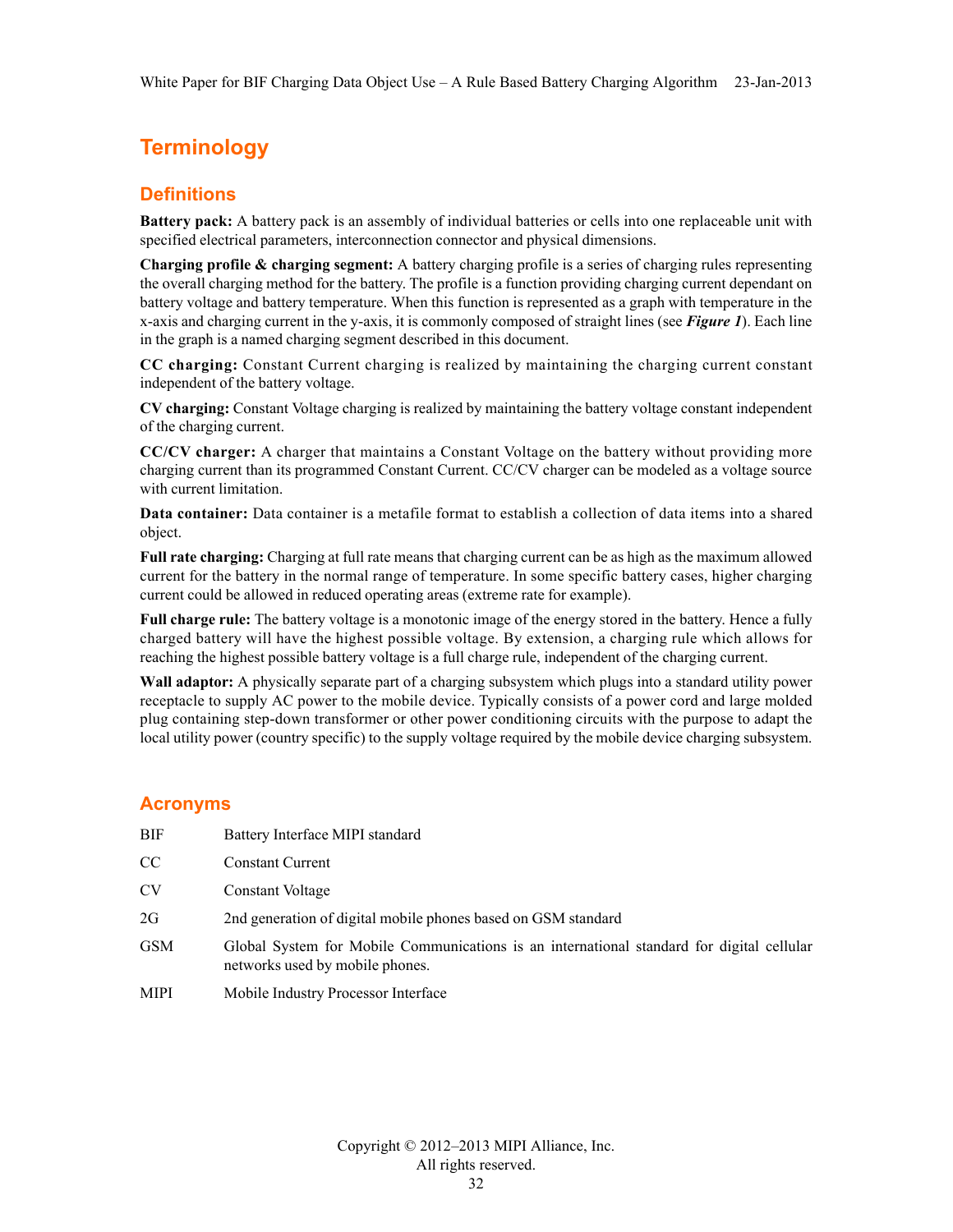# Terminology

## Definitions

**Battery pack:** A battery pack is an assembly of individual batteries or cells into one replaceable unit with specified electrical parameters, interconnection connector and physical dimensions.

**Charging profile & charging segment:** A battery charging profile is a series of charging rules representing the overall charging method for the battery. The profile is a function providing charging current dependant on battery voltage and battery temperature. When this function is represented as a graph with temperature in the x-axis and charging current in the y-axis, it is commonly composed of straight lines (see ***Figure 1***). Each line in the graph is a named charging segment described in this document.

**CC charging:** Constant Current charging is realized by maintaining the charging current constant independent of the battery voltage.

**CV charging:** Constant Voltage charging is realized by maintaining the battery voltage constant independent of the charging current.

**CC/CV charger:** A charger that maintains a Constant Voltage on the battery without providing more charging current than its programmed Constant Current. CC/CV charger can be modeled as a voltage source with current limitation.

**Data container:** Data container is a metafile format to establish a collection of data items into a shared object.

**Full rate charging:** Charging at full rate means that charging current can be as high as the maximum allowed current for the battery in the normal range of temperature. In some specific battery cases, higher charging current could be allowed in reduced operating areas (extreme rate for example).

**Full charge rule:** The battery voltage is a monotonic image of the energy stored in the battery. Hence a fully charged battery will have the highest possible voltage. By extension, a charging rule which allows for reaching the highest possible battery voltage is a full charge rule, independent of the charging current.

**Wall adaptor:** A physically separate part of a charging subsystem which plugs into a standard utility power receptacle to supply AC power to the mobile device. Typically consists of a power cord and large molded plug containing step-down transformer or other power conditioning circuits with the purpose to adapt the local utility power (country specific) to the supply voltage required by the mobile device charging subsystem.

## Acronyms

| | |
|---|---|
| BIF | Battery Interface MIPI standard |
| CC | Constant Current |
| CV | Constant Voltage |
| 2G | 2nd generation of digital mobile phones based on GSM standard |
| GSM | Global System for Mobile Communications is an international standard for digital cellular networks used by mobile phones. |
| MIPI | Mobile Industry Processor Interface |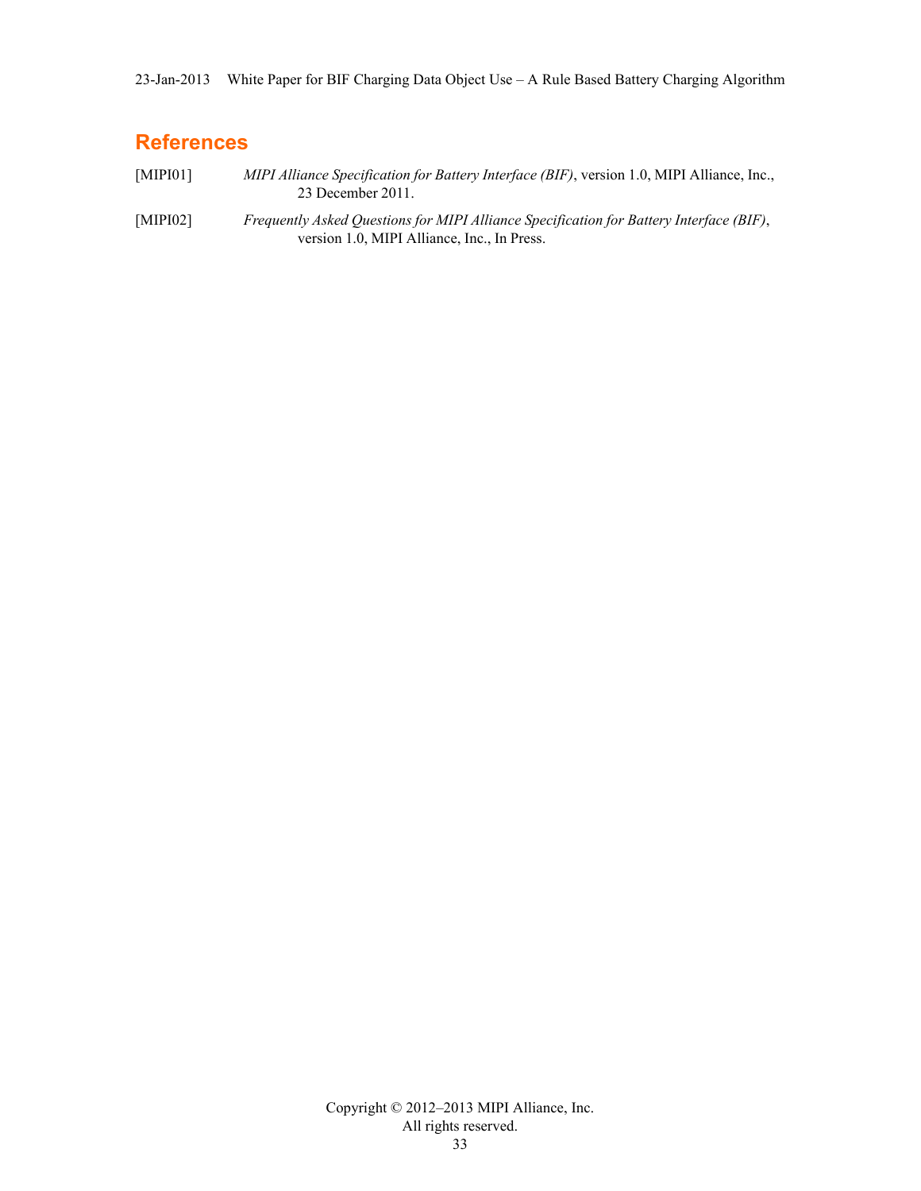# References

[MIPI01] *MIPI Alliance Specification for Battery Interface (BIF)*, version 1.0, MIPI Alliance, Inc., 23 December 2011.

[MIPI02] *Frequently Asked Questions for MIPI Alliance Specification for Battery Interface (BIF)*, version 1.0, MIPI Alliance, Inc., In Press.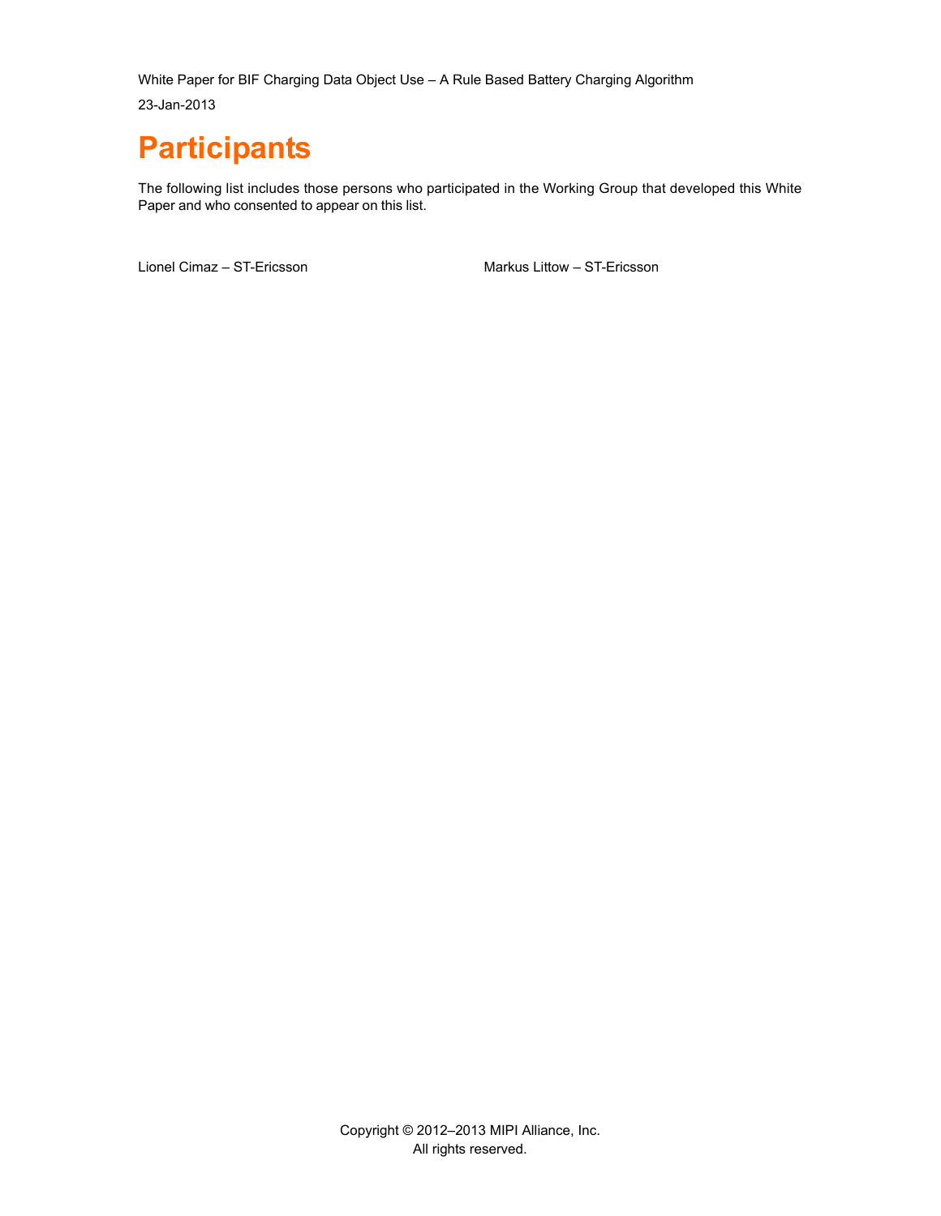# Participants

The following list includes those persons who participated in the Working Group that developed this White Paper and who consented to appear on this list.

Lionel Cimaz – ST-Ericsson

Markus Littow – ST-Ericsson